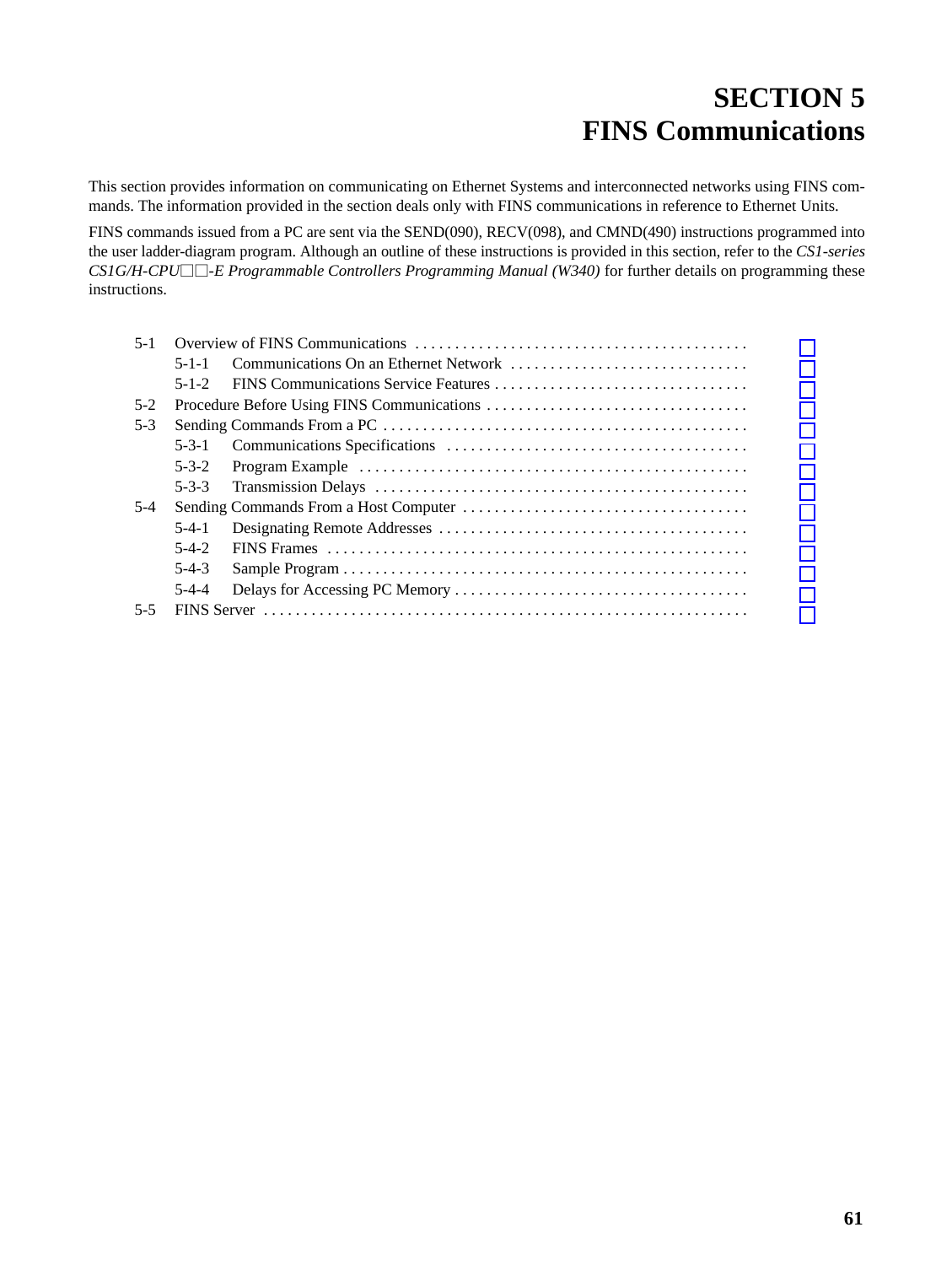# SECTION 5
# FINS Communications

This section provides information on communicating on Ethernet Systems and interconnected networks using FINS commands. The information provided in the section deals only with FINS communications in reference to Ethernet Units.

FINS commands issued from a PC are sent via the SEND(090), RECV(098), and CMND(490) instructions programmed into the user ladder-diagram program. Although an outline of these instructions is provided in this section, refer to the *CS1-series CS1G/H-CPU□□-E Programmable Controllers Programming Manual (W340)* for further details on programming these instructions.

5-1 Overview of FINS Communications

- 5-1-1 Communications On an Ethernet Network
- 5-1-2 FINS Communications Service Features

5-2 Procedure Before Using FINS Communications

5-3 Sending Commands From a PC

- 5-3-1 Communications Specifications
- 5-3-2 Program Example
- 5-3-3 Transmission Delays

5-4 Sending Commands From a Host Computer

- 5-4-1 Designating Remote Addresses
- 5-4-2 FINS Frames
- 5-4-3 Sample Program
- 5-4-4 Delays for Accessing PC Memory

5-5 FINS Server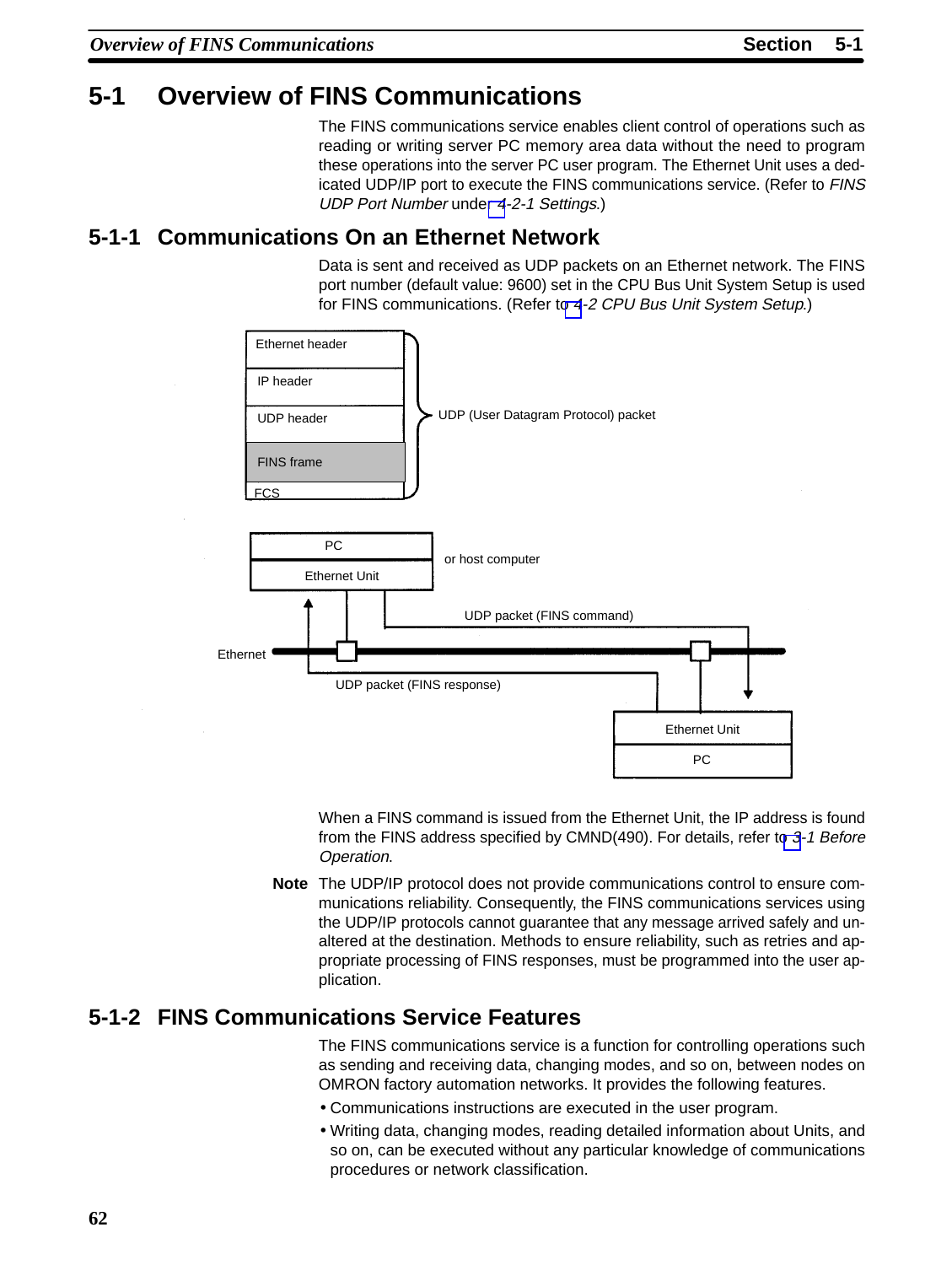# 5-1 Overview of FINS Communications

The FINS communications service enables client control of operations such as reading or writing server PC memory area data without the need to program these operations into the server PC user program. The Ethernet Unit uses a dedicated UDP/IP port to execute the FINS communications service. (Refer to *FINS UDP Port Number* under *4-2-1 Settings*.)

## 5-1-1 Communications On an Ethernet Network

Data is sent and received as UDP packets on an Ethernet network. The FINS port number (default value: 9600) set in the CPU Bus Unit System Setup is used for FINS communications. (Refer to *4-2 CPU Bus Unit System Setup*.)

| |
|---|
| Ethernet header |
| IP header |
| UDP header |
| FINS frame |
| FCS |

UDP (User Datagram Protocol) packet

PC / Ethernet Unit — or host computer

UDP packet (FINS command)

Ethernet

UDP packet (FINS response)

Ethernet Unit / PC

When a FINS command is issued from the Ethernet Unit, the IP address is found from the FINS address specified by CMND(490). For details, refer to *3-1 Before Operation*.

**Note** The UDP/IP protocol does not provide communications control to ensure communications reliability. Consequently, the FINS communications services using the UDP/IP protocols cannot guarantee that any message arrived safely and unaltered at the destination. Methods to ensure reliability, such as retries and appropriate processing of FINS responses, must be programmed into the user application.

## 5-1-2 FINS Communications Service Features

The FINS communications service is a function for controlling operations such as sending and receiving data, changing modes, and so on, between nodes on OMRON factory automation networks. It provides the following features.

- Communications instructions are executed in the user program.
- Writing data, changing modes, reading detailed information about Units, and so on, can be executed without any particular knowledge of communications procedures or network classification.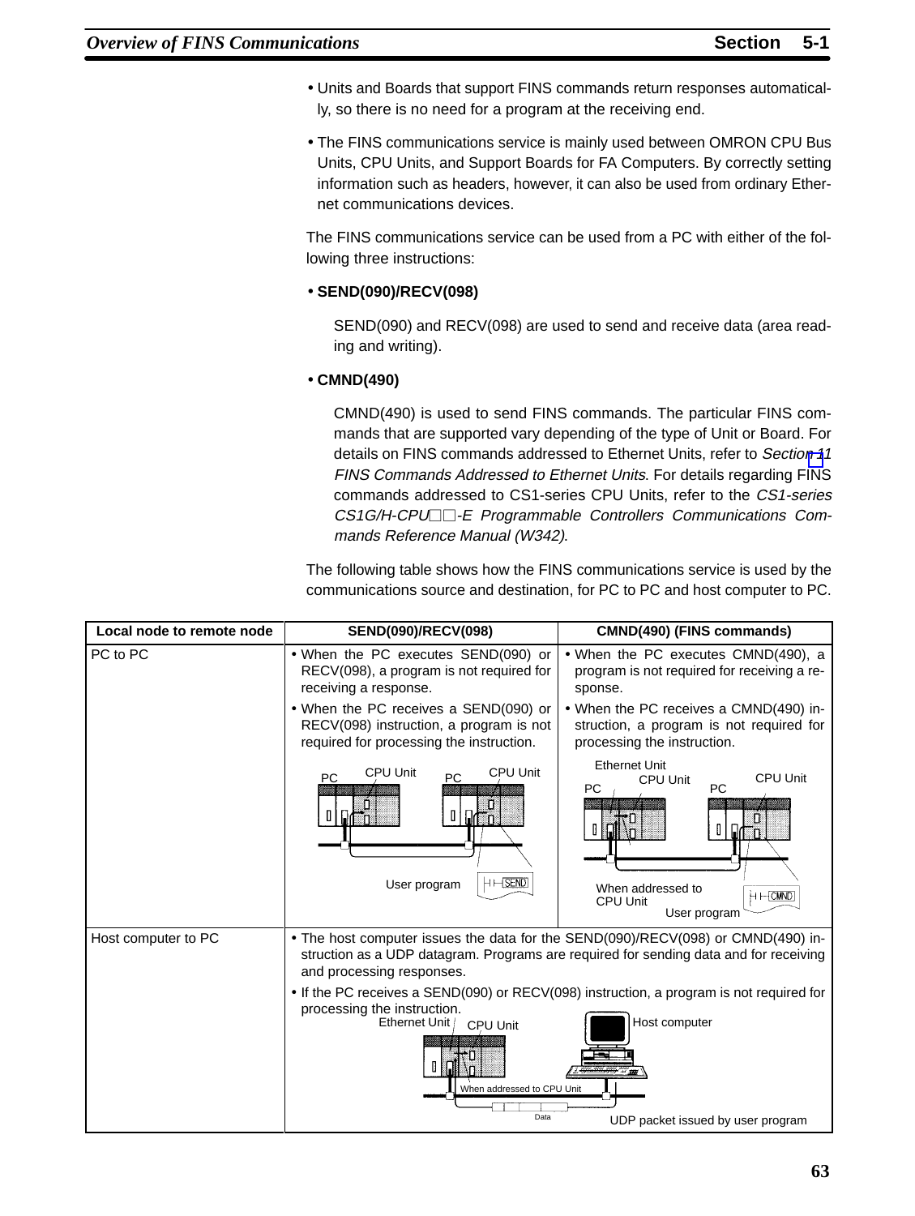- Units and Boards that support FINS commands return responses automatically, so there is no need for a program at the receiving end.
- The FINS communications service is mainly used between OMRON CPU Bus Units, CPU Units, and Support Boards for FA Computers. By correctly setting information such as headers, however, it can also be used from ordinary Ethernet communications devices.

The FINS communications service can be used from a PC with either of the following three instructions:

- **SEND(090)/RECV(098)**

  SEND(090) and RECV(098) are used to send and receive data (area reading and writing).

- **CMND(490)**

  CMND(490) is used to send FINS commands. The particular FINS commands that are supported vary depending of the type of Unit or Board. For details on FINS commands addressed to Ethernet Units, refer to *Section 11 FINS Commands Addressed to Ethernet Units*. For details regarding FINS commands addressed to CS1-series CPU Units, refer to the *CS1-series CS1G/H-CPU□□-E Programmable Controllers Communications Commands Reference Manual (W342)*.

The following table shows how the FINS communications service is used by the communications source and destination, for PC to PC and host computer to PC.

| Local node to remote node | SEND(090)/RECV(098) | CMND(490) (FINS commands) |
|---|---|---|
| PC to PC | • When the PC executes SEND(090) or RECV(098), a program is not required for receiving a response.<br>• When the PC receives a SEND(090) or RECV(098) instruction, a program is not required for processing the instruction.<br>PC, CPU Unit, PC, CPU Unit<br>User program | • When the PC executes CMND(490), a program is not required for receiving a response.<br>• When the PC receives a CMND(490) instruction, a program is not required for processing the instruction.<br>Ethernet Unit, PC, CPU Unit, PC, CPU Unit<br>When addressed to CPU Unit<br>User program |
| Host computer to PC | • The host computer issues the data for the SEND(090)/RECV(098) or CMND(490) instruction as a UDP datagram. Programs are required for sending data and for receiving and processing responses.<br>• If the PC receives a SEND(090) or RECV(098) instruction, a program is not required for processing the instruction.<br>Ethernet Unit, CPU Unit, Host computer<br>When addressed to CPU Unit<br>Data<br>UDP packet issued by user program | |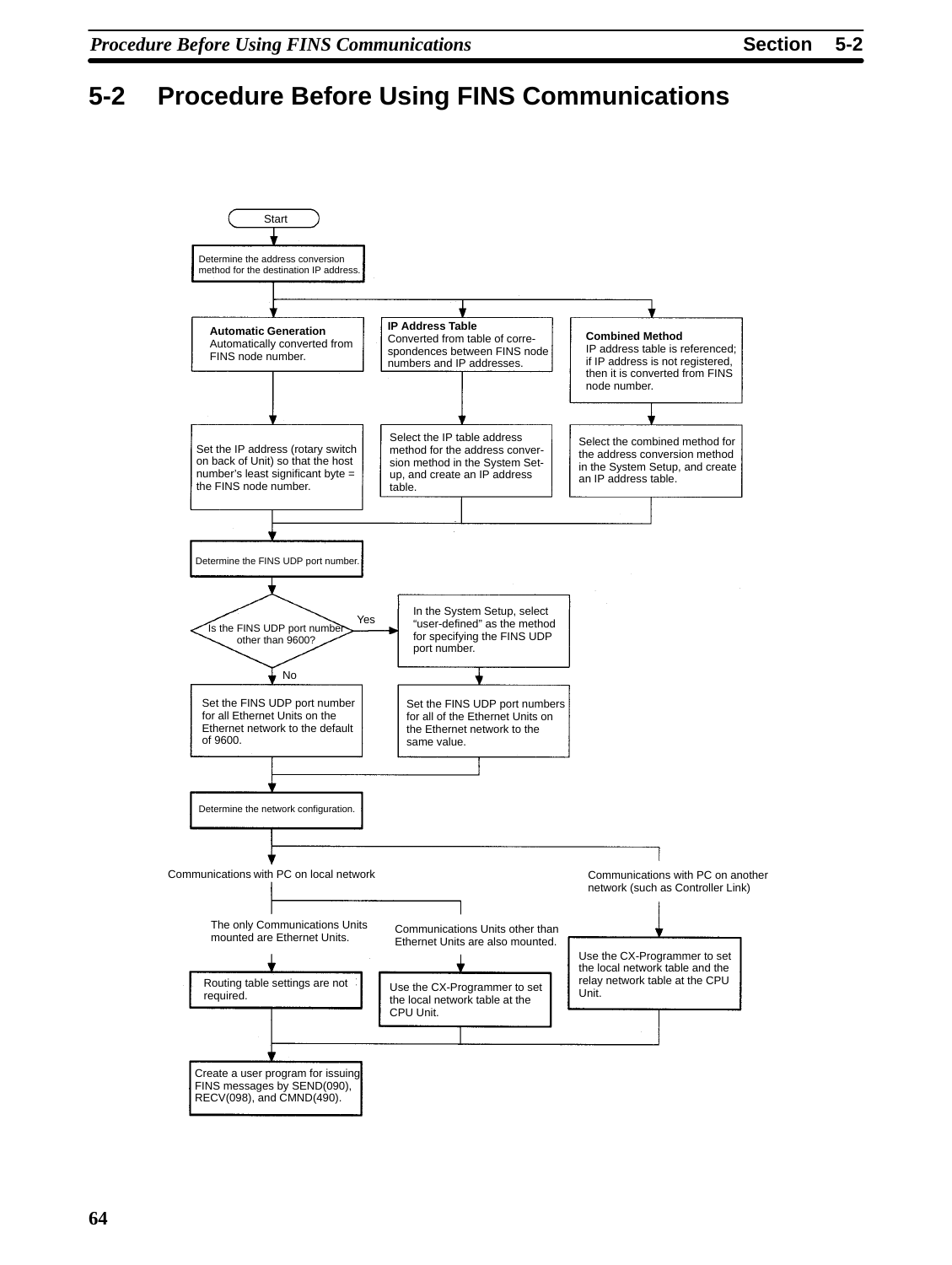# 5-2 Procedure Before Using FINS Communications

Start

Determine the address conversion method for the destination IP address.

**Automatic Generation**
Automatically converted from FINS node number.

**IP Address Table**
Converted from table of correspondences between FINS node numbers and IP addresses.

**Combined Method**
IP address table is referenced; if IP address is not registered, then it is converted from FINS node number.

Set the IP address (rotary switch on back of Unit) so that the host number's least significant byte = the FINS node number.

Select the IP table address method for the address conversion method in the System Setup, and create an IP address table.

Select the combined method for the address conversion method in the System Setup, and create an IP address table.

Determine the FINS UDP port number.

Is the FINS UDP port number other than 9600?

Yes: In the System Setup, select "user-defined" as the method for specifying the FINS UDP port number.

Set the FINS UDP port numbers for all of the Ethernet Units on the Ethernet network to the same value.

No: Set the FINS UDP port number for all Ethernet Units on the Ethernet network to the default of 9600.

Determine the network configuration.

Communications with PC on local network

The only Communications Units mounted are Ethernet Units.

Routing table settings are not required.

Communications Units other than Ethernet Units are also mounted.

Use the CX-Programmer to set the local network table at the CPU Unit.

Communications with PC on another network (such as Controller Link)

Use the CX-Programmer to set the local network table and the relay network table at the CPU Unit.

Create a user program for issuing FINS messages by SEND(090), RECV(098), and CMND(490).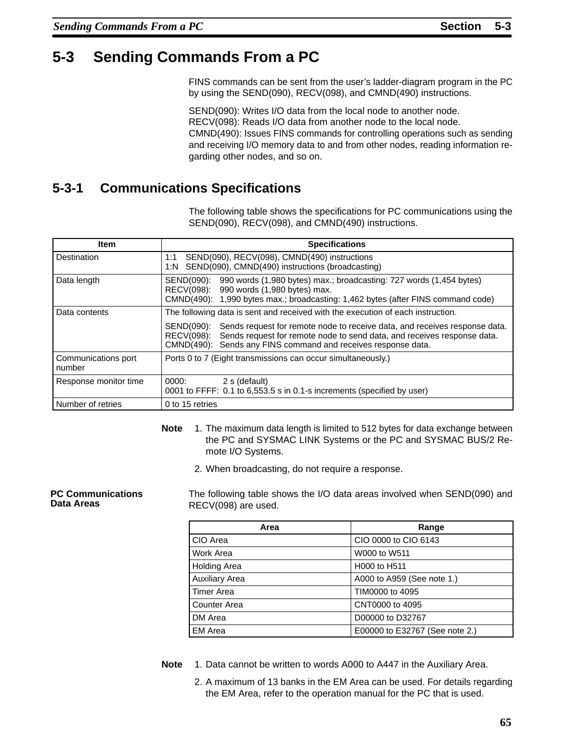## 5-3 Sending Commands From a PC

FINS commands can be sent from the user's ladder-diagram program in the PC by using the SEND(090), RECV(098), and CMND(490) instructions.

SEND(090): Writes I/O data from the local node to another node.
RECV(098): Reads I/O data from another node to the local node.
CMND(490): Issues FINS commands for controlling operations such as sending and receiving I/O memory data to and from other nodes, reading information regarding other nodes, and so on.

### 5-3-1 Communications Specifications

The following table shows the specifications for PC communications using the SEND(090), RECV(098), and CMND(490) instructions.

| Item | Specifications |
|---|---|
| Destination | 1:1 SEND(090), RECV(098), CMND(490) instructions<br>1:N SEND(090), CMND(490) instructions (broadcasting) |
| Data length | SEND(090): 990 words (1,980 bytes) max.; broadcasting: 727 words (1,454 bytes)<br>RECV(098): 990 words (1,980 bytes) max.<br>CMND(490): 1,990 bytes max.; broadcasting: 1,462 bytes (after FINS command code) |
| Data contents | The following data is sent and received with the execution of each instruction.<br>SEND(090): Sends request for remote node to receive data, and receives response data.<br>RECV(098): Sends request for remote node to send data, and receives response data.<br>CMND(490): Sends any FINS command and receives response data. |
| Communications port number | Ports 0 to 7 (Eight transmissions can occur simultaneously.) |
| Response monitor time | 0000: 2 s (default)<br>0001 to FFFF: 0.1 to 6,553.5 s in 0.1-s increments (specified by user) |
| Number of retries | 0 to 15 retries |

**Note**
1. The maximum data length is limited to 512 bytes for data exchange between the PC and SYSMAC LINK Systems or the PC and SYSMAC BUS/2 Remote I/O Systems.
2. When broadcasting, do not require a response.

**PC Communications Data Areas**

The following table shows the I/O data areas involved when SEND(090) and RECV(098) are used.

| Area | Range |
|---|---|
| CIO Area | CIO 0000 to CIO 6143 |
| Work Area | W000 to W511 |
| Holding Area | H000 to H511 |
| Auxiliary Area | A000 to A959 (See note 1.) |
| Timer Area | TIM0000 to 4095 |
| Counter Area | CNT0000 to 4095 |
| DM Area | D00000 to D32767 |
| EM Area | E00000 to E32767 (See note 2.) |

**Note**
1. Data cannot be written to words A000 to A447 in the Auxiliary Area.
2. A maximum of 13 banks in the EM Area can be used. For details regarding the EM Area, refer to the operation manual for the PC that is used.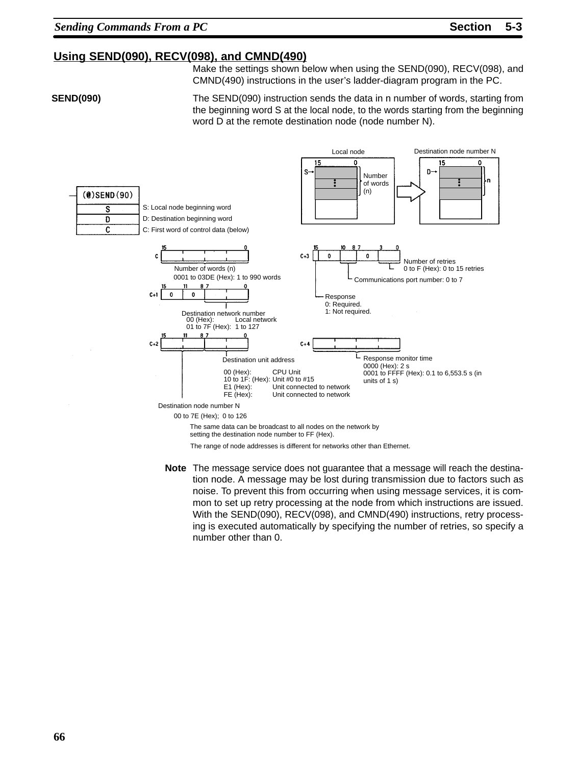## Using SEND(090), RECV(098), and CMND(490)

Make the settings shown below when using the SEND(090), RECV(098), and CMND(490) instructions in the user's ladder-diagram program in the PC.

**SEND(090)**

The SEND(090) instruction sends the data in n number of words, starting from the beginning word S at the local node, to the words starting from the beginning word D at the remote destination node (node number N).

Local node / Destination node number N

(@)SEND(90)

- S: Local node beginning word
- D: Destination beginning word
- C: First word of control data (below)

**C:** Number of words (n)
0001 to 03DE (Hex): 1 to 990 words

**C+1:** Destination network number
00 (Hex): Local network
01 to 7F (Hex): 1 to 127

**C+2:** Destination unit address
00 (Hex): CPU Unit
10 to 1F: (Hex): Unit #0 to #15
E1 (Hex): Unit connected to network
FE (Hex): Unit connected to network

Destination node number N
00 to 7E (Hex); 0 to 126

The same data can be broadcast to all nodes on the network by setting the destination node number to FF (Hex).

The range of node addresses is different for networks other than Ethernet.

**C+3:**
- Number of retries: 0 to F (Hex): 0 to 15 retries
- Communications port number: 0 to 7
- Response: 0: Required. 1: Not required.

**C+4:** Response monitor time
0000 (Hex): 2 s
0001 to FFFF (Hex): 0.1 to 6,553.5 s (in units of 1 s)

**Note** The message service does not guarantee that a message will reach the destination node. A message may be lost during transmission due to factors such as noise. To prevent this from occurring when using message services, it is common to set up retry processing at the node from which instructions are issued. With the SEND(090), RECV(098), and CMND(490) instructions, retry processing is executed automatically by specifying the number of retries, so specify a number other than 0.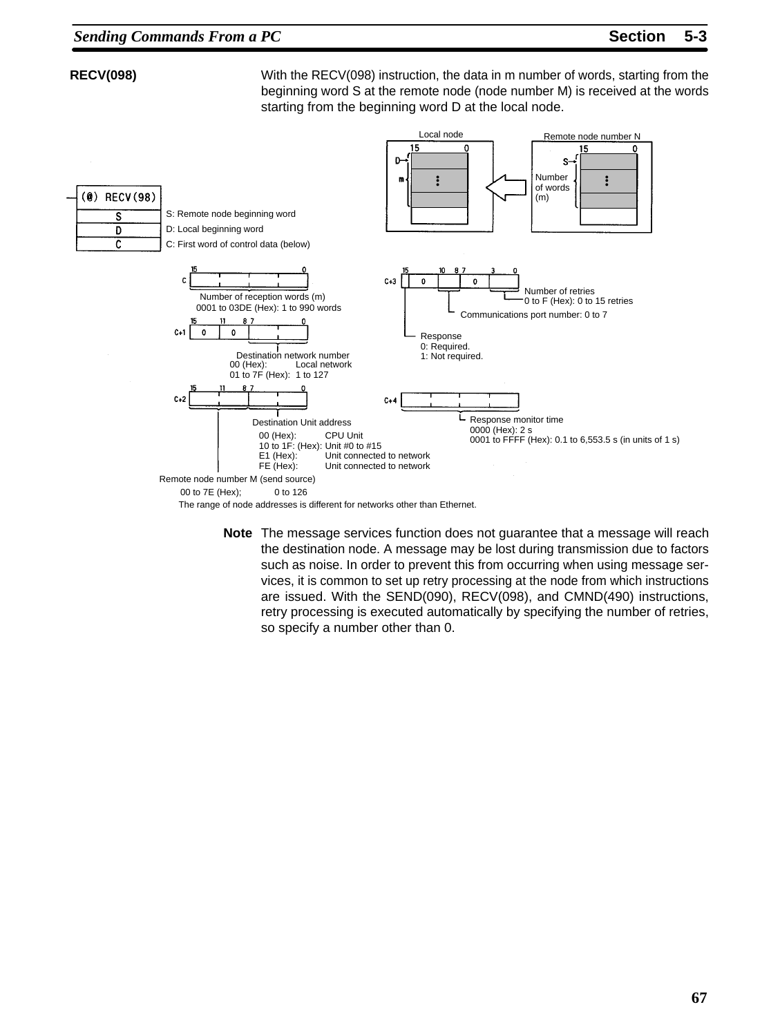## RECV(098)

With the RECV(098) instruction, the data in m number of words, starting from the beginning word S at the remote node (node number M) is received at the words starting from the beginning word D at the local node.

Local node / Remote node number N

(@) RECV(98)

- S: Remote node beginning word
- D: Local beginning word
- C: First word of control data (below)

**C:** Number of reception words (m)
0001 to 03DE (Hex): 1 to 990 words

**C+1:** (bits 15–11: 0, bits 11–8: 0)
Destination network number
00 (Hex): Local network
01 to 7F (Hex): 1 to 127

**C+2:**
Destination Unit address (bits 7–0)
- 00 (Hex): CPU Unit
- 10 to 1F: (Hex): Unit #0 to #15
- E1 (Hex): Unit connected to network
- FE (Hex): Unit connected to network

Remote node number M (send source) (bits 15–8)
00 to 7E (Hex); 0 to 126
The range of node addresses is different for networks other than Ethernet.

**C+3:**
- Response (bit 15)
  0: Required.
  1: Not required.
- Communications port number: 0 to 7 (bits 10–8)
- Number of retries (bits 3–0)
  0 to F (Hex): 0 to 15 retries

**C+4:**
Response monitor time
0000 (Hex): 2 s
0001 to FFFF (Hex): 0.1 to 6,553.5 s (in units of 1 s)

**Note** The message services function does not guarantee that a message will reach the destination node. A message may be lost during transmission due to factors such as noise. In order to prevent this from occurring when using message services, it is common to set up retry processing at the node from which instructions are issued. With the SEND(090), RECV(098), and CMND(490) instructions, retry processing is executed automatically by specifying the number of retries, so specify a number other than 0.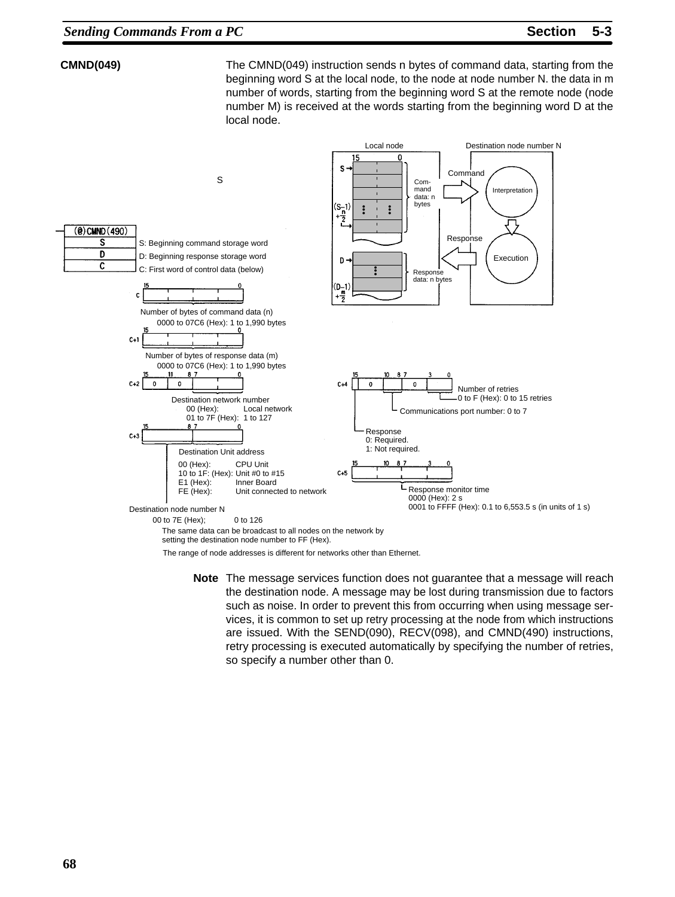### CMND(049)

The CMND(049) instruction sends n bytes of command data, starting from the beginning word S at the local node, to the node at node number N. the data in m number of words, starting from the beginning word S at the remote node (node number M) is received at the words starting from the beginning word D at the local node.

Local node | Destination node number N

Command data: n bytes — Command → Interpretation → Execution → Response — Response data: n bytes

(@)CMND(490)
S — S: Beginning command storage word
D — D: Beginning response storage word
C — C: First word of control data (below)

C: Number of bytes of command data (n)
0000 to 07C6 (Hex): 1 to 1,990 bytes

C+1: Number of bytes of response data (m)
0000 to 07C6 (Hex): 1 to 1,990 bytes

C+2: Destination network number
00 (Hex): Local network
01 to 7F (Hex): 1 to 127

C+3: Destination Unit address
00 (Hex): CPU Unit
10 to 1F: (Hex): Unit #0 to #15
E1 (Hex): Inner Board
FE (Hex): Unit connected to network

Destination node number N
00 to 7E (Hex); 0 to 126
The same data can be broadcast to all nodes on the network by setting the destination node number to FF (Hex).

The range of node addresses is different for networks other than Ethernet.

C+4:
Number of retries
0 to F (Hex): 0 to 15 retries
Communications port number: 0 to 7
Response
0: Required.
1: Not required.

C+5: Response monitor time
0000 (Hex): 2 s
0001 to FFFF (Hex): 0.1 to 6,553.5 s (in units of 1 s)

**Note** The message services function does not guarantee that a message will reach the destination node. A message may be lost during transmission due to factors such as noise. In order to prevent this from occurring when using message services, it is common to set up retry processing at the node from which instructions are issued. With the SEND(090), RECV(098), and CMND(490) instructions, retry processing is executed automatically by specifying the number of retries, so specify a number other than 0.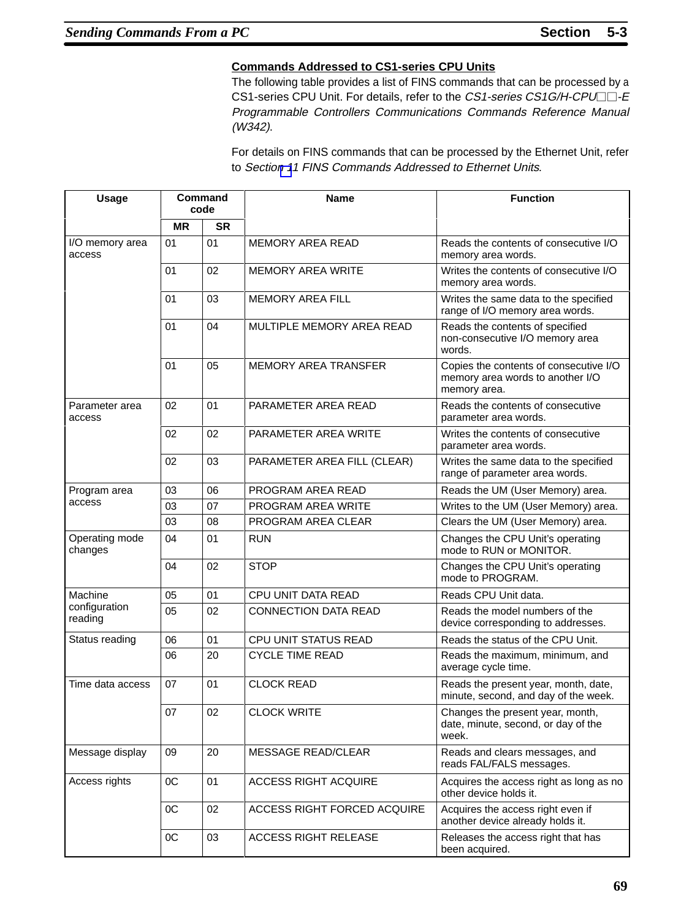### Commands Addressed to CS1-series CPU Units

The following table provides a list of FINS commands that can be processed by a CS1-series CPU Unit. For details, refer to the *CS1-series CS1G/H-CPU□□-E Programmable Controllers Communications Commands Reference Manual (W342)*.

For details on FINS commands that can be processed by the Ethernet Unit, refer to *Section 11 FINS Commands Addressed to Ethernet Units*.

| Usage | Command code | | Name | Function |
|---|---|---|---|---|
| | MR | SR | | |
| I/O memory area access | 01 | 01 | MEMORY AREA READ | Reads the contents of consecutive I/O memory area words. |
| | 01 | 02 | MEMORY AREA WRITE | Writes the contents of consecutive I/O memory area words. |
| | 01 | 03 | MEMORY AREA FILL | Writes the same data to the specified range of I/O memory area words. |
| | 01 | 04 | MULTIPLE MEMORY AREA READ | Reads the contents of specified non-consecutive I/O memory area words. |
| | 01 | 05 | MEMORY AREA TRANSFER | Copies the contents of consecutive I/O memory area words to another I/O memory area. |
| Parameter area access | 02 | 01 | PARAMETER AREA READ | Reads the contents of consecutive parameter area words. |
| | 02 | 02 | PARAMETER AREA WRITE | Writes the contents of consecutive parameter area words. |
| | 02 | 03 | PARAMETER AREA FILL (CLEAR) | Writes the same data to the specified range of parameter area words. |
| Program area access | 03 | 06 | PROGRAM AREA READ | Reads the UM (User Memory) area. |
| | 03 | 07 | PROGRAM AREA WRITE | Writes to the UM (User Memory) area. |
| | 03 | 08 | PROGRAM AREA CLEAR | Clears the UM (User Memory) area. |
| Operating mode changes | 04 | 01 | RUN | Changes the CPU Unit's operating mode to RUN or MONITOR. |
| | 04 | 02 | STOP | Changes the CPU Unit's operating mode to PROGRAM. |
| Machine configuration reading | 05 | 01 | CPU UNIT DATA READ | Reads CPU Unit data. |
| | 05 | 02 | CONNECTION DATA READ | Reads the model numbers of the device corresponding to addresses. |
| Status reading | 06 | 01 | CPU UNIT STATUS READ | Reads the status of the CPU Unit. |
| | 06 | 20 | CYCLE TIME READ | Reads the maximum, minimum, and average cycle time. |
| Time data access | 07 | 01 | CLOCK READ | Reads the present year, month, date, minute, second, and day of the week. |
| | 07 | 02 | CLOCK WRITE | Changes the present year, month, date, minute, second, or day of the week. |
| Message display | 09 | 20 | MESSAGE READ/CLEAR | Reads and clears messages, and reads FAL/FALS messages. |
| Access rights | 0C | 01 | ACCESS RIGHT ACQUIRE | Acquires the access right as long as no other device holds it. |
| | 0C | 02 | ACCESS RIGHT FORCED ACQUIRE | Acquires the access right even if another device already holds it. |
| | 0C | 03 | ACCESS RIGHT RELEASE | Releases the access right that has been acquired. |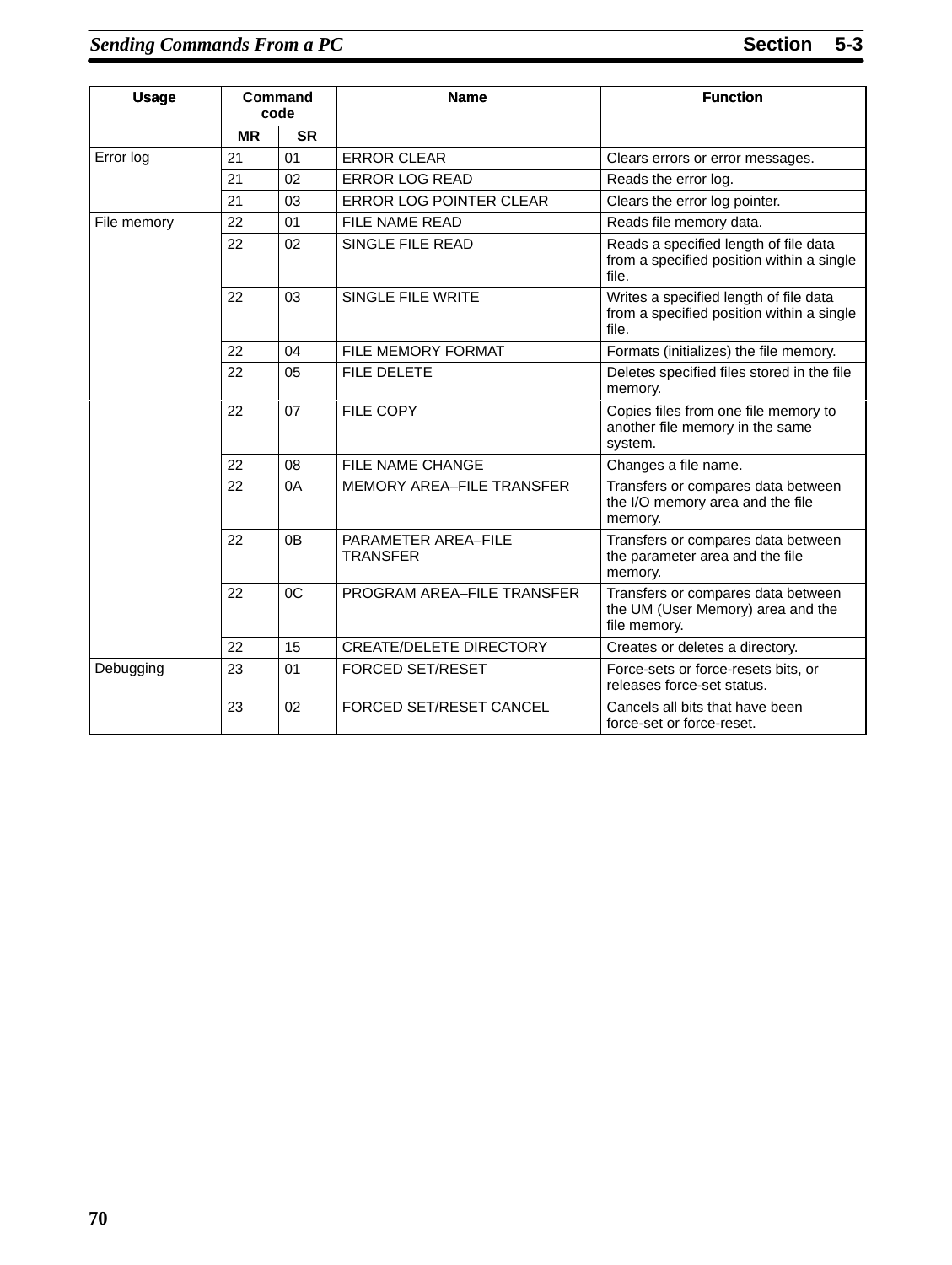| Usage | Command code | | Name | Function |
|---|---|---|---|---|
| | MR | SR | | |
| Error log | 21 | 01 | ERROR CLEAR | Clears errors or error messages. |
| | 21 | 02 | ERROR LOG READ | Reads the error log. |
| | 21 | 03 | ERROR LOG POINTER CLEAR | Clears the error log pointer. |
| File memory | 22 | 01 | FILE NAME READ | Reads file memory data. |
| | 22 | 02 | SINGLE FILE READ | Reads a specified length of file data from a specified position within a single file. |
| | 22 | 03 | SINGLE FILE WRITE | Writes a specified length of file data from a specified position within a single file. |
| | 22 | 04 | FILE MEMORY FORMAT | Formats (initializes) the file memory. |
| | 22 | 05 | FILE DELETE | Deletes specified files stored in the file memory. |
| | 22 | 07 | FILE COPY | Copies files from one file memory to another file memory in the same system. |
| | 22 | 08 | FILE NAME CHANGE | Changes a file name. |
| | 22 | 0A | MEMORY AREA–FILE TRANSFER | Transfers or compares data between the I/O memory area and the file memory. |
| | 22 | 0B | PARAMETER AREA–FILE TRANSFER | Transfers or compares data between the parameter area and the file memory. |
| | 22 | 0C | PROGRAM AREA–FILE TRANSFER | Transfers or compares data between the UM (User Memory) area and the file memory. |
| | 22 | 15 | CREATE/DELETE DIRECTORY | Creates or deletes a directory. |
| Debugging | 23 | 01 | FORCED SET/RESET | Force-sets or force-resets bits, or releases force-set status. |
| | 23 | 02 | FORCED SET/RESET CANCEL | Cancels all bits that have been force-set or force-reset. |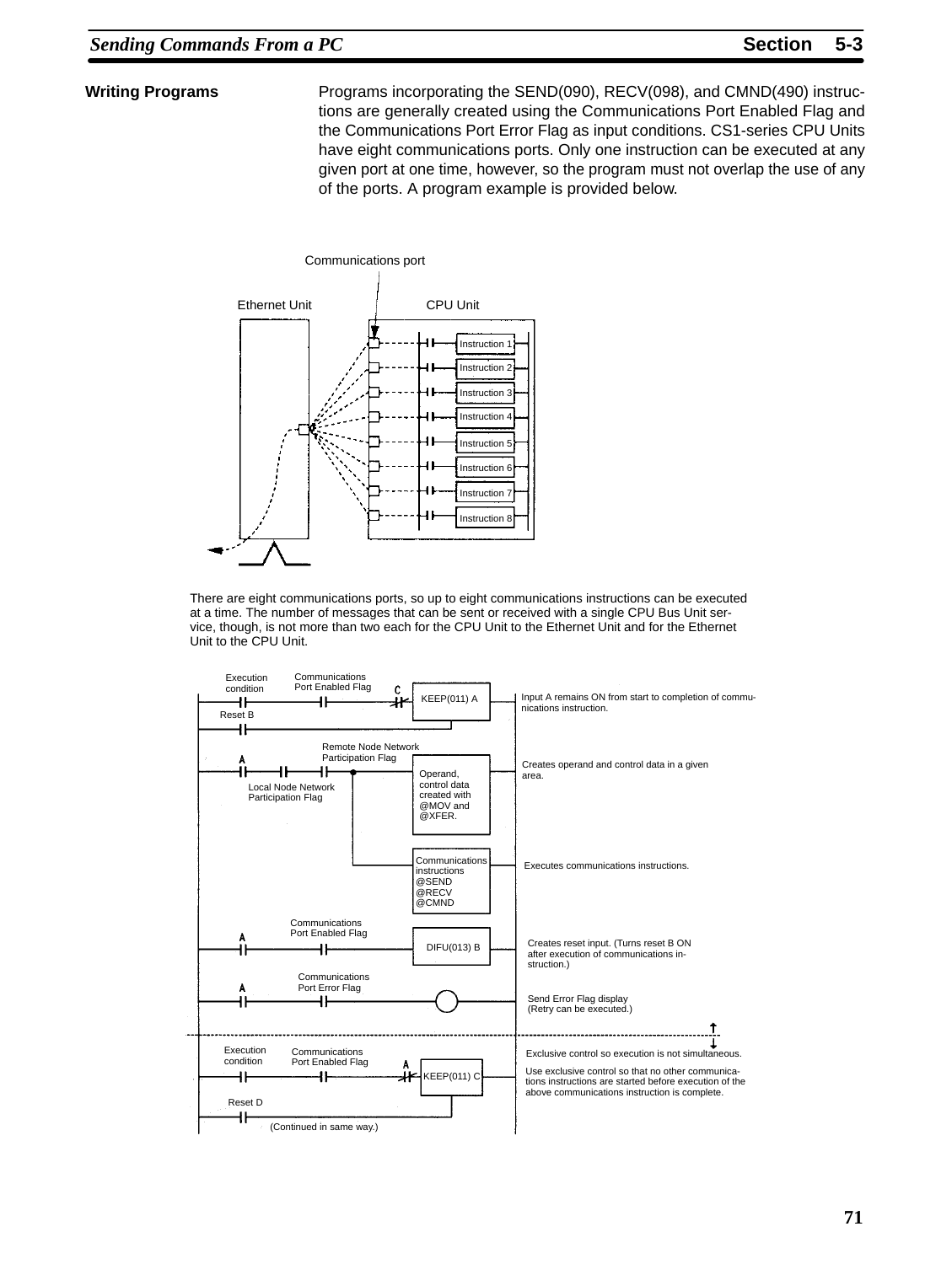### Writing Programs

Programs incorporating the SEND(090), RECV(098), and CMND(490) instructions are generally created using the Communications Port Enabled Flag and the Communications Port Error Flag as input conditions. CS1-series CPU Units have eight communications ports. Only one instruction can be executed at any given port at one time, however, so the program must not overlap the use of any of the ports. A program example is provided below.

Communications port

Ethernet Unit

CPU Unit

Instruction 1

Instruction 2

Instruction 3

Instruction 4

Instruction 5

Instruction 6

Instruction 7

Instruction 8

There are eight communications ports, so up to eight communications instructions can be executed at a time. The number of messages that can be sent or received with a single CPU Bus Unit service, though, is not more than two each for the CPU Unit to the Ethernet Unit and for the Ethernet Unit to the CPU Unit.

Execution condition — Communications Port Enabled Flag — C — KEEP(011) A — Input A remains ON from start to completion of communications instruction.

Reset B

A — Local Node Network Participation Flag — Remote Node Network Participation Flag — Operand, control data created with @MOV and @XFER. — Creates operand and control data in a given area.

Communications instructions @SEND @RECV @CMND — Executes communications instructions.

A — Communications Port Enabled Flag — DIFU(013) B — Creates reset input. (Turns reset B ON after execution of communications instruction.)

A — Communications Port Error Flag — Send Error Flag display (Retry can be executed.)

Execution condition — Communications Port Enabled Flag — A — KEEP(011) C — Exclusive control so execution is not simultaneous.

Use exclusive control so that no other communications instructions are started before execution of the above communications instruction is complete.

Reset D

(Continued in same way.)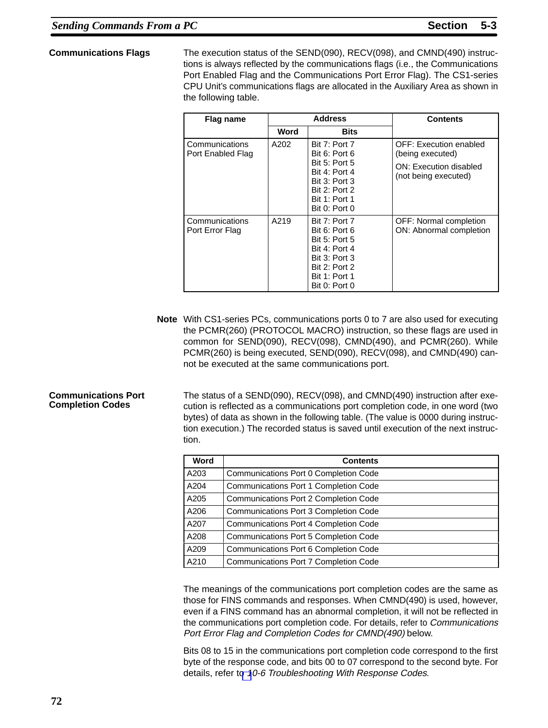### Communications Flags

The execution status of the SEND(090), RECV(098), and CMND(490) instructions is always reflected by the communications flags (i.e., the Communications Port Enabled Flag and the Communications Port Error Flag). The CS1-series CPU Unit's communications flags are allocated in the Auxiliary Area as shown in the following table.

| Flag name | Address | | Contents |
|---|---|---|---|
| | Word | Bits | |
| Communications Port Enabled Flag | A202 | Bit 7: Port 7<br>Bit 6: Port 6<br>Bit 5: Port 5<br>Bit 4: Port 4<br>Bit 3: Port 3<br>Bit 2: Port 2<br>Bit 1: Port 1<br>Bit 0: Port 0 | OFF: Execution enabled (being executed)<br>ON: Execution disabled (not being executed) |
| Communications Port Error Flag | A219 | Bit 7: Port 7<br>Bit 6: Port 6<br>Bit 5: Port 5<br>Bit 4: Port 4<br>Bit 3: Port 3<br>Bit 2: Port 2<br>Bit 1: Port 1<br>Bit 0: Port 0 | OFF: Normal completion<br>ON: Abnormal completion |

**Note** With CS1-series PCs, communications ports 0 to 7 are also used for executing the PCMR(260) (PROTOCOL MACRO) instruction, so these flags are used in common for SEND(090), RECV(098), CMND(490), and PCMR(260). While PCMR(260) is being executed, SEND(090), RECV(098), and CMND(490) cannot be executed at the same communications port.

### Communications Port Completion Codes

The status of a SEND(090), RECV(098), and CMND(490) instruction after execution is reflected as a communications port completion code, in one word (two bytes) of data as shown in the following table. (The value is 0000 during instruction execution.) The recorded status is saved until execution of the next instruction.

| Word | Contents |
|---|---|
| A203 | Communications Port 0 Completion Code |
| A204 | Communications Port 1 Completion Code |
| A205 | Communications Port 2 Completion Code |
| A206 | Communications Port 3 Completion Code |
| A207 | Communications Port 4 Completion Code |
| A208 | Communications Port 5 Completion Code |
| A209 | Communications Port 6 Completion Code |
| A210 | Communications Port 7 Completion Code |

The meanings of the communications port completion codes are the same as those for FINS commands and responses. When CMND(490) is used, however, even if a FINS command has an abnormal completion, it will not be reflected in the communications port completion code. For details, refer to *Communications Port Error Flag and Completion Codes for CMND(490)* below.

Bits 08 to 15 in the communications port completion code correspond to the first byte of the response code, and bits 00 to 07 correspond to the second byte. For details, refer to *10-6 Troubleshooting With Response Codes*.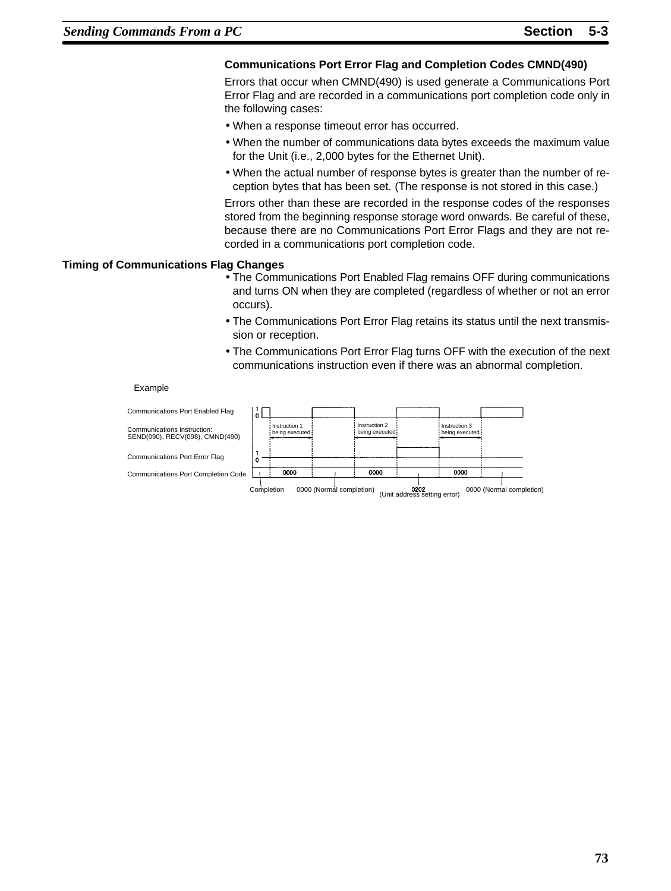### Communications Port Error Flag and Completion Codes CMND(490)

Errors that occur when CMND(490) is used generate a Communications Port Error Flag and are recorded in a communications port completion code only in the following cases:

- When a response timeout error has occurred.
- When the number of communications data bytes exceeds the maximum value for the Unit (i.e., 2,000 bytes for the Ethernet Unit).
- When the actual number of response bytes is greater than the number of reception bytes that has been set. (The response is not stored in this case.)

Errors other than these are recorded in the response codes of the responses stored from the beginning response storage word onwards. Be careful of these, because there are no Communications Port Error Flags and they are not recorded in a communications port completion code.

### Timing of Communications Flag Changes

- The Communications Port Enabled Flag remains OFF during communications and turns ON when they are completed (regardless of whether or not an error occurs).
- The Communications Port Error Flag retains its status until the next transmission or reception.
- The Communications Port Error Flag turns OFF with the execution of the next communications instruction even if there was an abnormal completion.

Example

Communications Port Enabled Flag

Communications instruction: SEND(090), RECV(098), CMND(490)

Instruction 1 being executed

Instruction 2 being executed

Instruction 3 being executed

Communications Port Error Flag

Communications Port Completion Code

0000 0000 0000

Completion 0000 (Normal completion) 0202 (Unit address setting error) 0000 (Normal completion)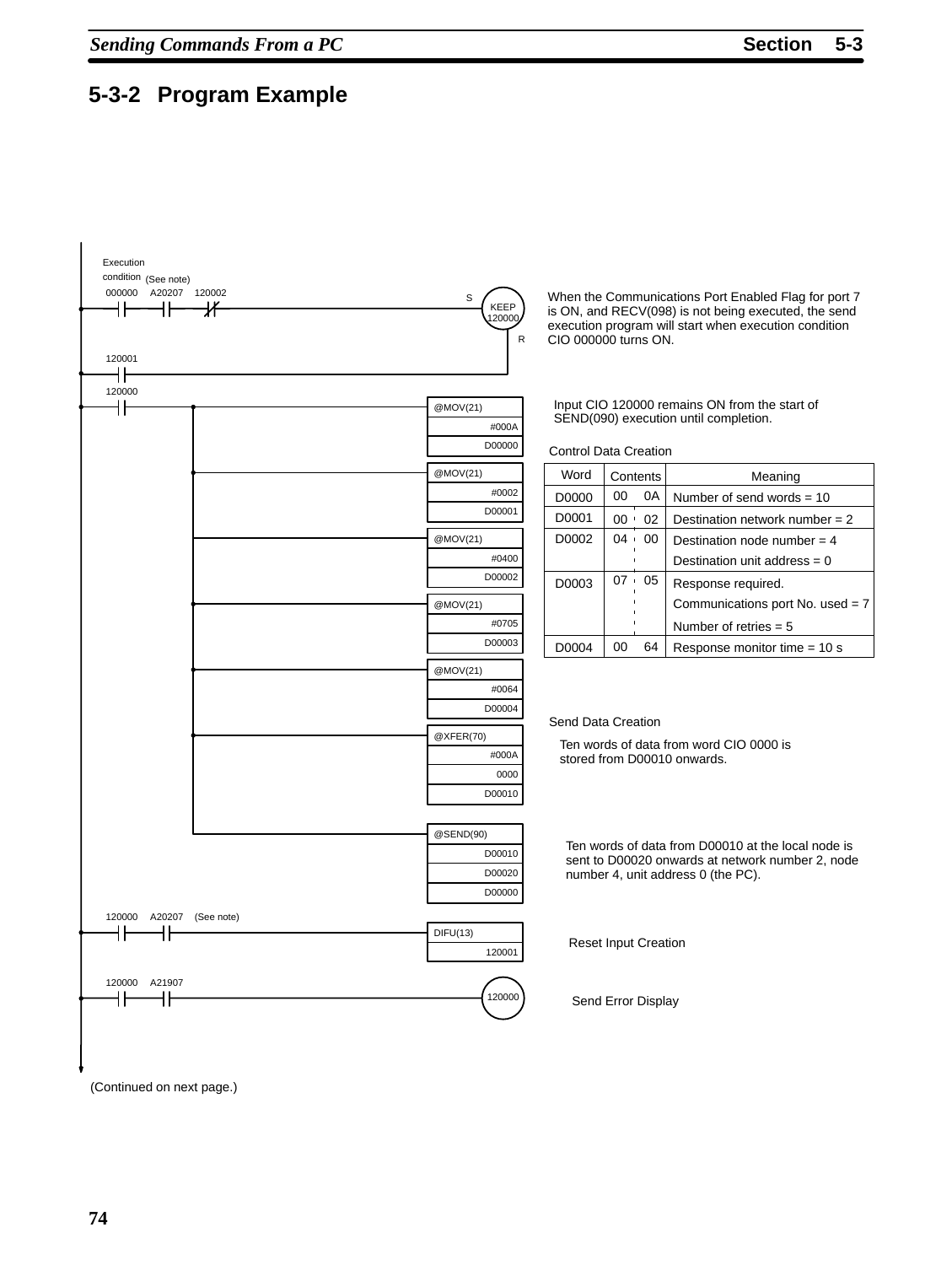## 5-3-2 Program Example

```
Execution
condition (See note)
 000000   A20207   120002                               S
--| |------| |------|/|-------------------------------( KEEP   )
                                                        120000
 120001                                                 R
--| |---------------------------------------------------+

 120000
--| |------+-------------------------------[@MOV(21) #000A D00000]
           |
           +-------------------------------[@MOV(21) #0002 D00001]
           |
           +-------------------------------[@MOV(21) #0400 D00002]
           |
           +-------------------------------[@MOV(21) #0705 D00003]
           |
           +-------------------------------[@MOV(21) #0064 D00004]
           |
           +-------------------------------[@XFER(70) #000A 0000 D00010]
           |
           +-------------------------------[@SEND(90) D00010 D00020 D00000]

 120000   A20207   (See note)
--| |------| |-----------------------------[DIFU(13) 120001]

 120000   A21907
--| |------| |-----------------------------( 120000 )
```

When the Communications Port Enabled Flag for port 7 is ON, and RECV(098) is not being executed, the send execution program will start when execution condition CIO 000000 turns ON.

Input CIO 120000 remains ON from the start of SEND(090) execution until completion.

Control Data Creation

| Word | Contents | | Meaning |
|---|---|---|---|
| D0000 | 00 | 0A | Number of send words = 10 |
| D0001 | 00 | 02 | Destination network number = 2 |
| D0002 | 04 | 00 | Destination node number = 4<br>Destination unit address = 0 |
| D0003 | 07 | 05 | Response required.<br>Communications port No. used = 7<br>Number of retries = 5 |
| D0004 | 00 | 64 | Response monitor time = 10 s |

Send Data Creation

Ten words of data from word CIO 0000 is stored from D00010 onwards.

Ten words of data from D00010 at the local node is sent to D00020 onwards at network number 2, node number 4, unit address 0 (the PC).

Reset Input Creation

Send Error Display

(Continued on next page.)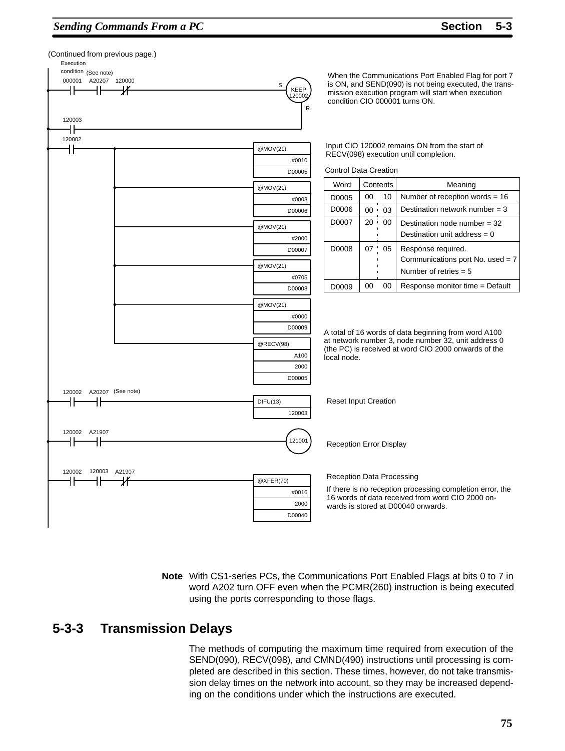(Continued from previous page.)

```
Execution
condition (See note)
 000001  A20207  120000                                    S
--| |-----| |-----|/|-------------------------------------( KEEP 120002 )
                                                           R
 120003
--| |-----------------------------------------------------

 120002
--| |----+-----------------------------------[ @MOV(21)  #0010  D00005 ]
         |
         +-----------------------------------[ @MOV(21)  #0003  D00006 ]
         |
         +-----------------------------------[ @MOV(21)  #2000  D00007 ]
         |
         +-----------------------------------[ @MOV(21)  #0705  D00008 ]
         |
         +-----------------------------------[ @MOV(21)  #0000  D00009 ]
         |
         +-----------------------------------[ @RECV(98)  A100  2000  D00005 ]

 120002  A20207  (See note)
--| |-----| |------------------------------------------[ DIFU(13)  120003 ]

 120002  A21907
--| |-----| |------------------------------------------( 121001 )

 120002  120003  A21907
--| |-----| |-----|/|----------------------------------[ @XFER(70)  #0016  2000  D00040 ]
```

When the Communications Port Enabled Flag for port 7 is ON, and SEND(090) is not being executed, the transmission execution program will start when execution condition CIO 000001 turns ON.

Input CIO 120002 remains ON from the start of RECV(098) execution until completion.

Control Data Creation

| Word | Contents | | Meaning |
|---|---|---|---|
| D0005 | 00 | 10 | Number of reception words = 16 |
| D0006 | 00 | 03 | Destination network number = 3 |
| D0007 | 20 | 00 | Destination node number = 32<br>Destination unit address = 0 |
| D0008 | 07 | 05 | Response required.<br>Communications port No. used = 7<br>Number of retries = 5 |
| D0009 | 00 | 00 | Response monitor time = Default |

A total of 16 words of data beginning from word A100 at network number 3, node number 32, unit address 0 (the PC) is received at word CIO 2000 onwards of the local node.

Reset Input Creation

Reception Error Display

Reception Data Processing

If there is no reception processing completion error, the 16 words of data received from word CIO 2000 onwards is stored at D00040 onwards.

**Note** With CS1-series PCs, the Communications Port Enabled Flags at bits 0 to 7 in word A202 turn OFF even when the PCMR(260) instruction is being executed using the ports corresponding to those flags.

## 5-3-3 Transmission Delays

The methods of computing the maximum time required from execution of the SEND(090), RECV(098), and CMND(490) instructions until processing is completed are described in this section. These times, however, do not take transmission delay times on the network into account, so they may be increased depending on the conditions under which the instructions are executed.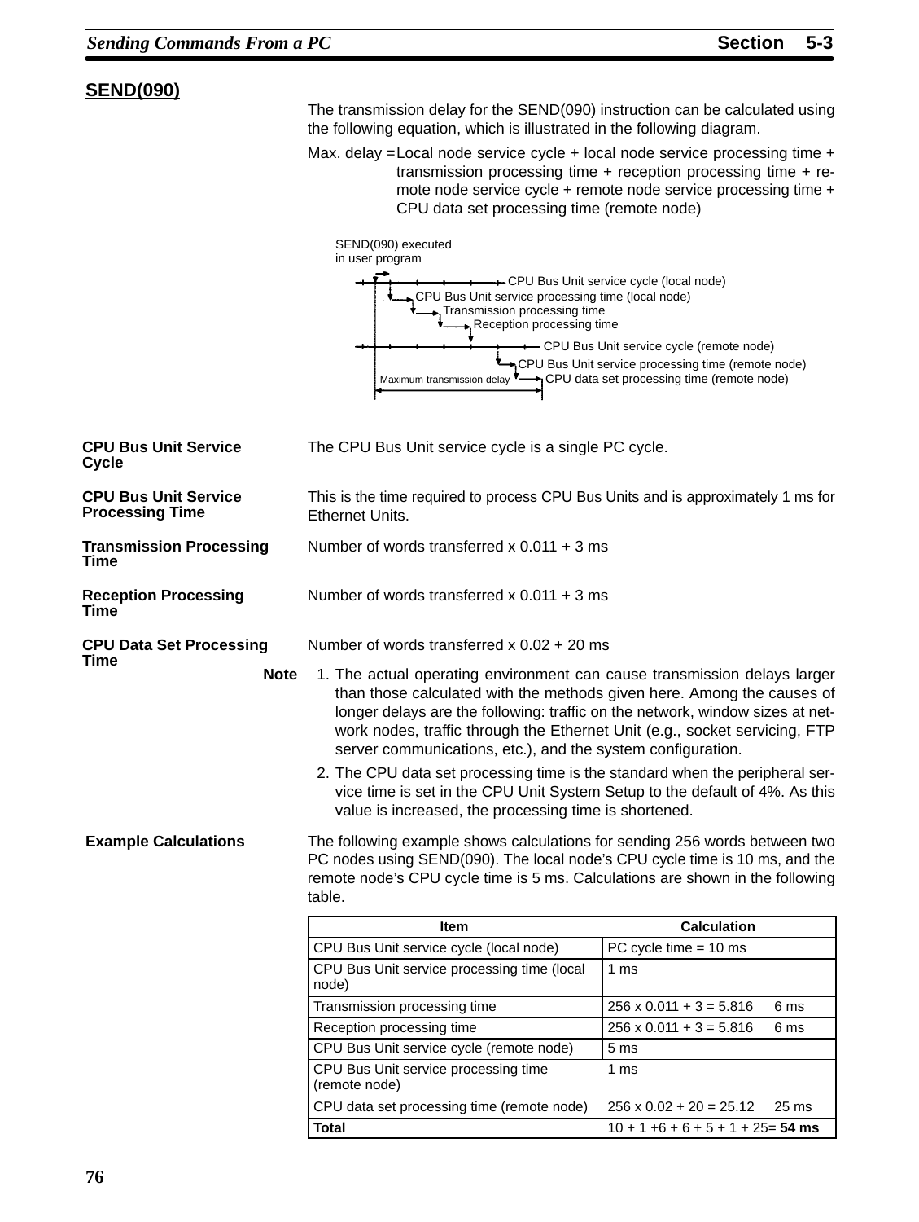## SEND(090)

The transmission delay for the SEND(090) instruction can be calculated using the following equation, which is illustrated in the following diagram.

Max. delay = Local node service cycle + local node service processing time + transmission processing time + reception processing time + remote node service cycle + remote node service processing time + CPU data set processing time (remote node)

SEND(090) executed in user program

CPU Bus Unit service cycle (local node)
CPU Bus Unit service processing time (local node)
Transmission processing time
Reception processing time
CPU Bus Unit service cycle (remote node)
CPU Bus Unit service processing time (remote node)
CPU data set processing time (remote node)
Maximum transmission delay

**CPU Bus Unit Service Cycle**

The CPU Bus Unit service cycle is a single PC cycle.

**CPU Bus Unit Service Processing Time**

This is the time required to process CPU Bus Units and is approximately 1 ms for Ethernet Units.

**Transmission Processing Time**

Number of words transferred x 0.011 + 3 ms

**Reception Processing Time**

Number of words transferred x 0.011 + 3 ms

**CPU Data Set Processing Time**

Number of words transferred x 0.02 + 20 ms

**Note**

1. The actual operating environment can cause transmission delays larger than those calculated with the methods given here. Among the causes of longer delays are the following: traffic on the network, window sizes at network nodes, traffic through the Ethernet Unit (e.g., socket servicing, FTP server communications, etc.), and the system configuration.
2. The CPU data set processing time is the standard when the peripheral service time is set in the CPU Unit System Setup to the default of 4%. As this value is increased, the processing time is shortened.

**Example Calculations**

The following example shows calculations for sending 256 words between two PC nodes using SEND(090). The local node's CPU cycle time is 10 ms, and the remote node's CPU cycle time is 5 ms. Calculations are shown in the following table.

| Item | Calculation |
|---|---|
| CPU Bus Unit service cycle (local node) | PC cycle time = 10 ms |
| CPU Bus Unit service processing time (local node) | 1 ms |
| Transmission processing time | 256 x 0.011 + 3 = 5.816 6 ms |
| Reception processing time | 256 x 0.011 + 3 = 5.816 6 ms |
| CPU Bus Unit service cycle (remote node) | 5 ms |
| CPU Bus Unit service processing time (remote node) | 1 ms |
| CPU data set processing time (remote node) | 256 x 0.02 + 20 = 25.12 25 ms |
| **Total** | 10 + 1 +6 + 6 + 5 + 1 + 25= **54 ms** |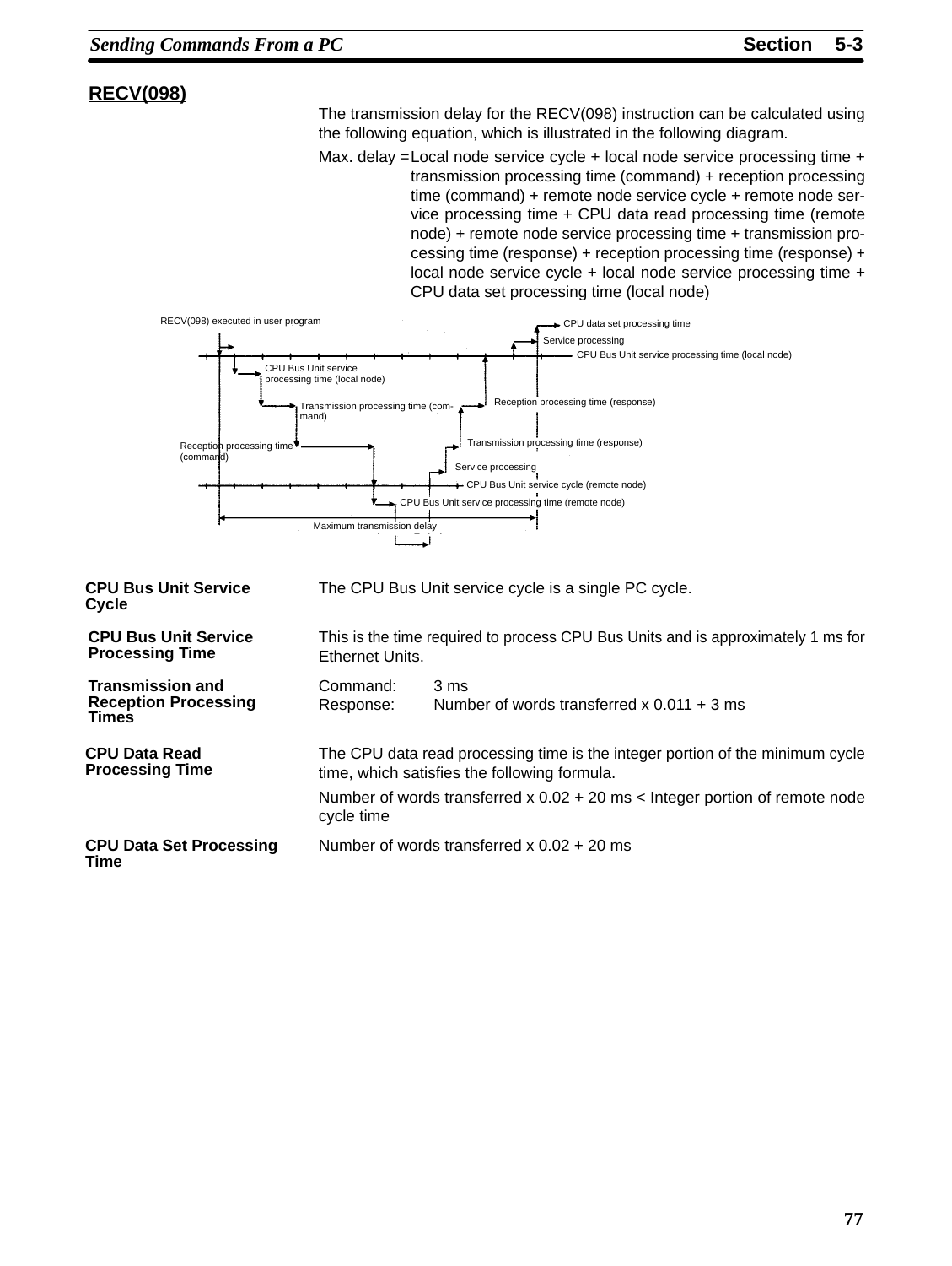## RECV(098)

The transmission delay for the RECV(098) instruction can be calculated using the following equation, which is illustrated in the following diagram.

Max. delay = Local node service cycle + local node service processing time + transmission processing time (command) + reception processing time (command) + remote node service cycle + remote node service processing time + CPU data read processing time (remote node) + remote node service processing time + transmission processing time (response) + reception processing time (response) + local node service cycle + local node service processing time + CPU data set processing time (local node)

RECV(098) executed in user program

CPU data set processing time

Service processing

CPU Bus Unit service processing time (local node)

CPU Bus Unit service processing time (local node)

Transmission processing time (command)

Reception processing time (response)

Reception processing time (command)

Transmission processing time (response)

Service processing

CPU Bus Unit service cycle (remote node)

CPU Bus Unit service processing time (remote node)

Maximum transmission delay

**CPU Bus Unit Service Cycle**

The CPU Bus Unit service cycle is a single PC cycle.

**CPU Bus Unit Service Processing Time**

This is the time required to process CPU Bus Units and is approximately 1 ms for Ethernet Units.

**Transmission and Reception Processing Times**

Command: 3 ms
Response: Number of words transferred x 0.011 + 3 ms

**CPU Data Read Processing Time**

The CPU data read processing time is the integer portion of the minimum cycle time, which satisfies the following formula.

Number of words transferred x 0.02 + 20 ms < Integer portion of remote node cycle time

**CPU Data Set Processing Time**

Number of words transferred x 0.02 + 20 ms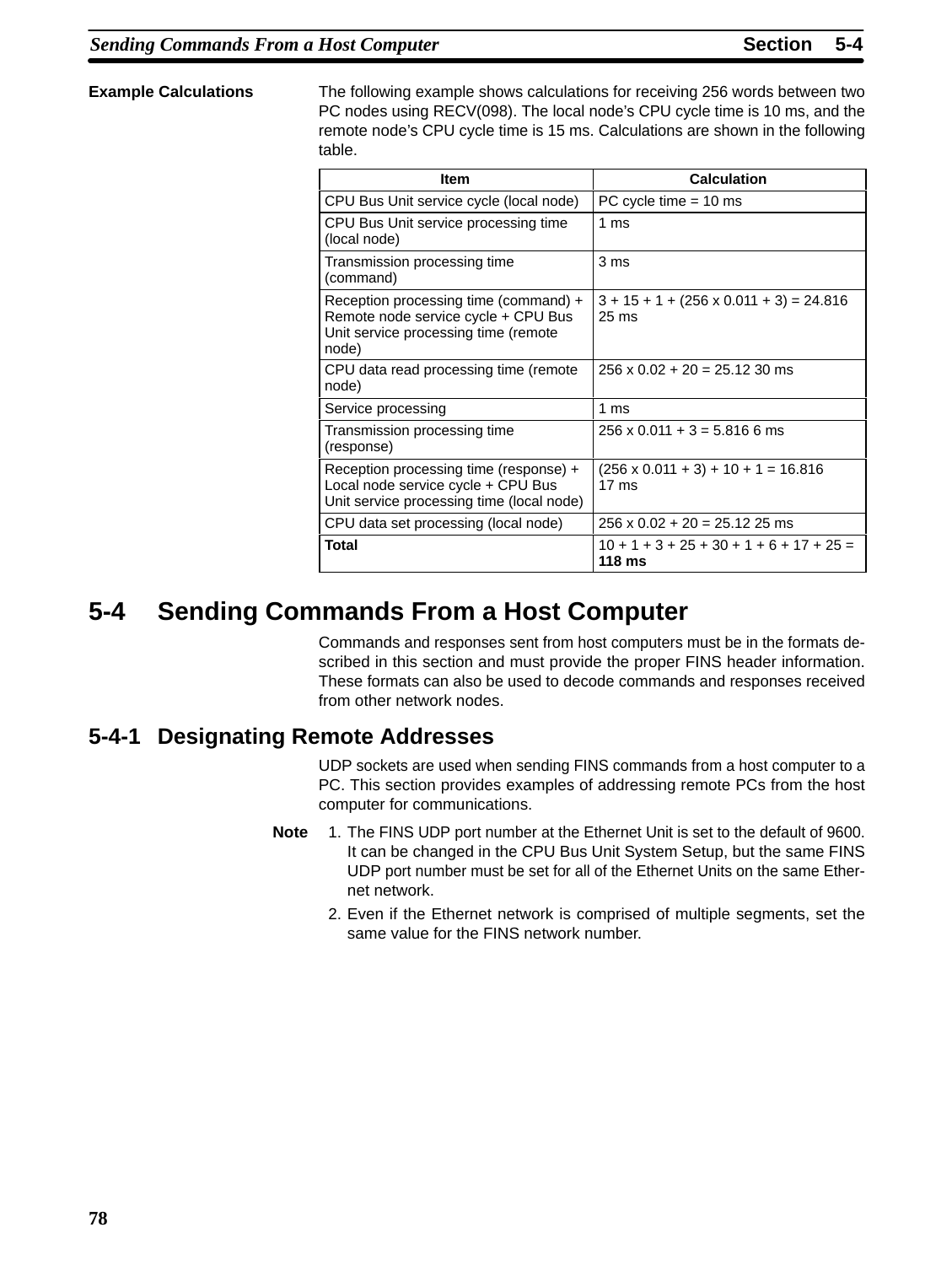**Example Calculations**

The following example shows calculations for receiving 256 words between two PC nodes using RECV(098). The local node's CPU cycle time is 10 ms, and the remote node's CPU cycle time is 15 ms. Calculations are shown in the following table.

| Item | Calculation |
|---|---|
| CPU Bus Unit service cycle (local node) | PC cycle time = 10 ms |
| CPU Bus Unit service processing time (local node) | 1 ms |
| Transmission processing time (command) | 3 ms |
| Reception processing time (command) + Remote node service cycle + CPU Bus Unit service processing time (remote node) | 3 + 15 + 1 + (256 x 0.011 + 3) = 24.816 25 ms |
| CPU data read processing time (remote node) | 256 x 0.02 + 20 = 25.12 30 ms |
| Service processing | 1 ms |
| Transmission processing time (response) | 256 x 0.011 + 3 = 5.816 6 ms |
| Reception processing time (response) + Local node service cycle + CPU Bus Unit service processing time (local node) | (256 x 0.011 + 3) + 10 + 1 = 16.816 17 ms |
| CPU data set processing (local node) | 256 x 0.02 + 20 = 25.12 25 ms |
| **Total** | 10 + 1 + 3 + 25 + 30 + 1 + 6 + 17 + 25 = **118 ms** |

# 5-4 Sending Commands From a Host Computer

Commands and responses sent from host computers must be in the formats described in this section and must provide the proper FINS header information. These formats can also be used to decode commands and responses received from other network nodes.

## 5-4-1 Designating Remote Addresses

UDP sockets are used when sending FINS commands from a host computer to a PC. This section provides examples of addressing remote PCs from the host computer for communications.

**Note**

1. The FINS UDP port number at the Ethernet Unit is set to the default of 9600. It can be changed in the CPU Bus Unit System Setup, but the same FINS UDP port number must be set for all of the Ethernet Units on the same Ethernet network.
2. Even if the Ethernet network is comprised of multiple segments, set the same value for the FINS network number.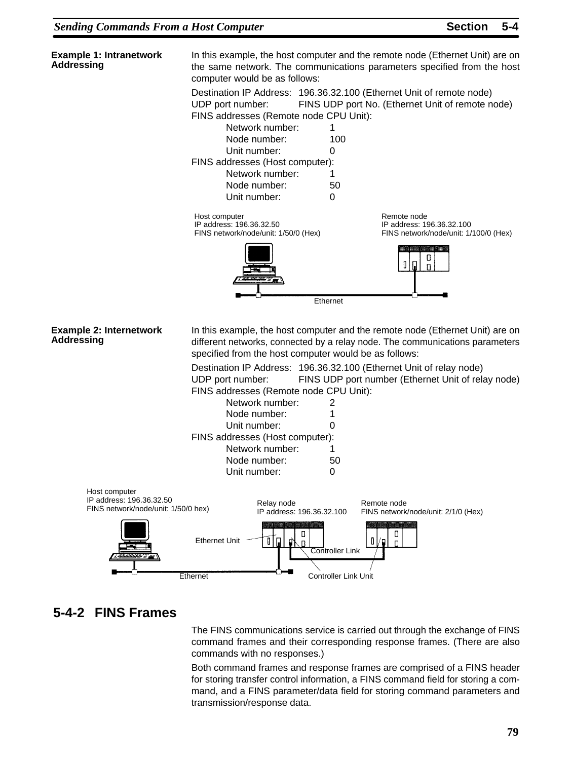**Example 1: Intranetwork Addressing**

In this example, the host computer and the remote node (Ethernet Unit) are on the same network. The communications parameters specified from the host computer would be as follows:

Destination IP Address: 196.36.32.100 (Ethernet Unit of remote node)
UDP port number: FINS UDP port No. (Ethernet Unit of remote node)
FINS addresses (Remote node CPU Unit):
- Network number: 1
- Node number: 100
- Unit number: 0

FINS addresses (Host computer):
- Network number: 1
- Node number: 50
- Unit number: 0

Host computer
IP address: 196.36.32.50
FINS network/node/unit: 1/50/0 (Hex)

Remote node
IP address: 196.36.32.100
FINS network/node/unit: 1/100/0 (Hex)

Ethernet

**Example 2: Internetwork Addressing**

In this example, the host computer and the remote node (Ethernet Unit) are on different networks, connected by a relay node. The communications parameters specified from the host computer would be as follows:

Destination IP Address: 196.36.32.100 (Ethernet Unit of relay node)
UDP port number: FINS UDP port number (Ethernet Unit of relay node)
FINS addresses (Remote node CPU Unit):
- Network number: 2
- Node number: 1
- Unit number: 0

FINS addresses (Host computer):
- Network number: 1
- Node number: 50
- Unit number: 0

Host computer
IP address: 196.36.32.50
FINS network/node/unit: 1/50/0 hex)

Relay node
IP address: 196.36.32.100

Remote node
FINS network/node/unit: 2/1/0 (Hex)

Ethernet Unit

Controller Link

Ethernet

Controller Link Unit

## 5-4-2 FINS Frames

The FINS communications service is carried out through the exchange of FINS command frames and their corresponding response frames. (There are also commands with no responses.)

Both command frames and response frames are comprised of a FINS header for storing transfer control information, a FINS command field for storing a command, and a FINS parameter/data field for storing command parameters and transmission/response data.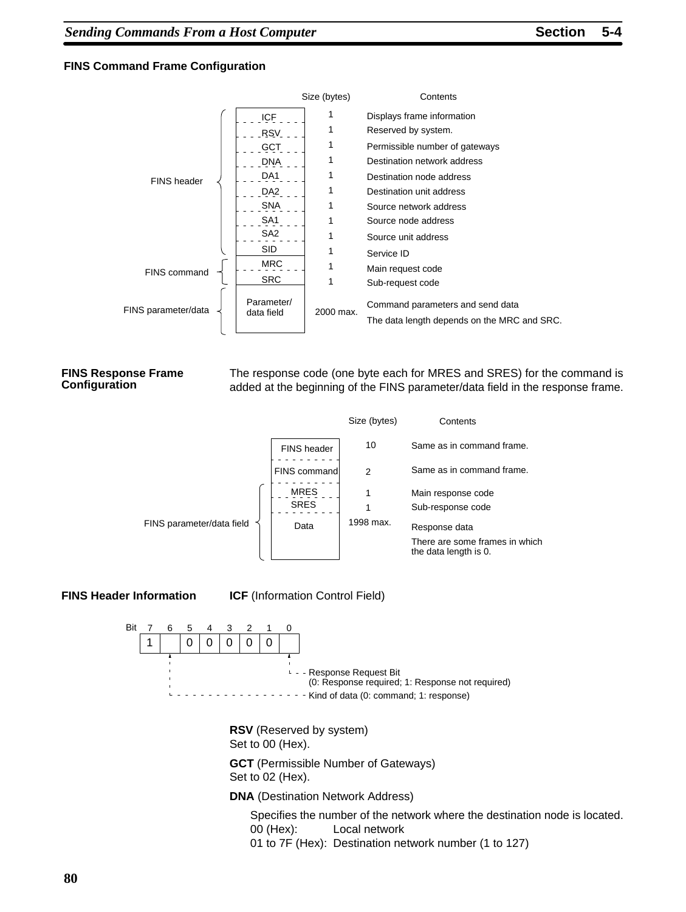### FINS Command Frame Configuration

| Section | Field | Size (bytes) | Contents |
|---|---|---|---|
| FINS header | ICF | 1 | Displays frame information |
| | RSV | 1 | Reserved by system. |
| | GCT | 1 | Permissible number of gateways |
| | DNA | 1 | Destination network address |
| | DA1 | 1 | Destination node address |
| | DA2 | 1 | Destination unit address |
| | SNA | 1 | Source network address |
| | SA1 | 1 | Source node address |
| | SA2 | 1 | Source unit address |
| | SID | 1 | Service ID |
| FINS command | MRC | 1 | Main request code |
| | SRC | 1 | Sub-request code |
| FINS parameter/data | Parameter/ data field | 2000 max. | Command parameters and send data<br>The data length depends on the MRC and SRC. |

### FINS Response Frame Configuration

The response code (one byte each for MRES and SRES) for the command is added at the beginning of the FINS parameter/data field in the response frame.

| Section | Field | Size (bytes) | Contents |
|---|---|---|---|
| | FINS header | 10 | Same as in command frame. |
| | FINS command | 2 | Same as in command frame. |
| FINS parameter/data field | MRES | 1 | Main response code |
| | SRES | 1 | Sub-response code |
| | Data | 1998 max. | Response data<br>There are some frames in which the data length is 0. |

### FINS Header Information

**ICF** (Information Control Field)

| Bit | 7 | 6 | 5 | 4 | 3 | 2 | 1 | 0 |
|---|---|---|---|---|---|---|---|---|
| | 1 | | 0 | 0 | 0 | 0 | 0 | |

- Bit 0: Response Request Bit (0: Response required; 1: Response not required)
- Bit 6: Kind of data (0: command; 1: response)

**RSV** (Reserved by system)
Set to 00 (Hex).

**GCT** (Permissible Number of Gateways)
Set to 02 (Hex).

**DNA** (Destination Network Address)

Specifies the number of the network where the destination node is located.

00 (Hex): Local network
01 to 7F (Hex): Destination network number (1 to 127)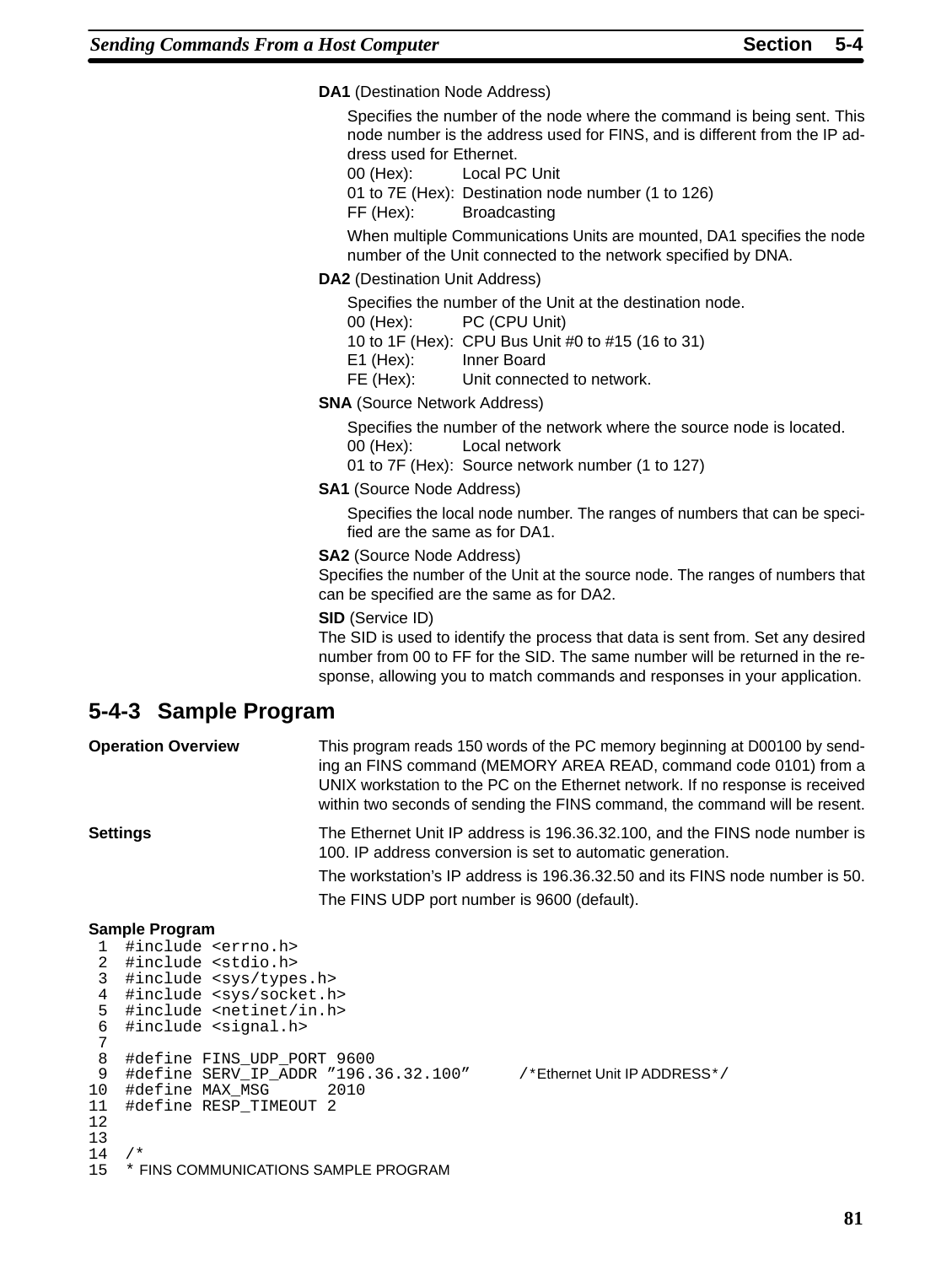**DA1** (Destination Node Address)

Specifies the number of the node where the command is being sent. This node number is the address used for FINS, and is different from the IP address used for Ethernet.

00 (Hex): Local PC Unit
01 to 7E (Hex): Destination node number (1 to 126)
FF (Hex): Broadcasting

When multiple Communications Units are mounted, DA1 specifies the node number of the Unit connected to the network specified by DNA.

**DA2** (Destination Unit Address)

Specifies the number of the Unit at the destination node.

00 (Hex): PC (CPU Unit)
10 to 1F (Hex): CPU Bus Unit #0 to #15 (16 to 31)
E1 (Hex): Inner Board
FE (Hex): Unit connected to network.

**SNA** (Source Network Address)

Specifies the number of the network where the source node is located.

00 (Hex): Local network
01 to 7F (Hex): Source network number (1 to 127)

**SA1** (Source Node Address)

Specifies the local node number. The ranges of numbers that can be specified are the same as for DA1.

**SA2** (Source Node Address)
Specifies the number of the Unit at the source node. The ranges of numbers that can be specified are the same as for DA2.

**SID** (Service ID)
The SID is used to identify the process that data is sent from. Set any desired number from 00 to FF for the SID. The same number will be returned in the response, allowing you to match commands and responses in your application.

## 5-4-3 Sample Program

**Operation Overview**

This program reads 150 words of the PC memory beginning at D00100 by sending an FINS command (MEMORY AREA READ, command code 0101) from a UNIX workstation to the PC on the Ethernet network. If no response is received within two seconds of sending the FINS command, the command will be resent.

**Settings**

The Ethernet Unit IP address is 196.36.32.100, and the FINS node number is 100. IP address conversion is set to automatic generation.

The workstation's IP address is 196.36.32.50 and its FINS node number is 50.

The FINS UDP port number is 9600 (default).

**Sample Program**

```
 1  #include <errno.h>
 2  #include <stdio.h>
 3  #include <sys/types.h>
 4  #include <sys/socket.h>
 5  #include <netinet/in.h>
 6  #include <signal.h>
 7
 8  #define FINS_UDP_PORT 9600
 9  #define SERV_IP_ADDR "196.36.32.100"      /*Ethernet Unit IP ADDRESS*/
10  #define MAX_MSG      2010
11  #define RESP_TIMEOUT 2
12
13
14  /*
15  * FINS COMMUNICATIONS SAMPLE PROGRAM
```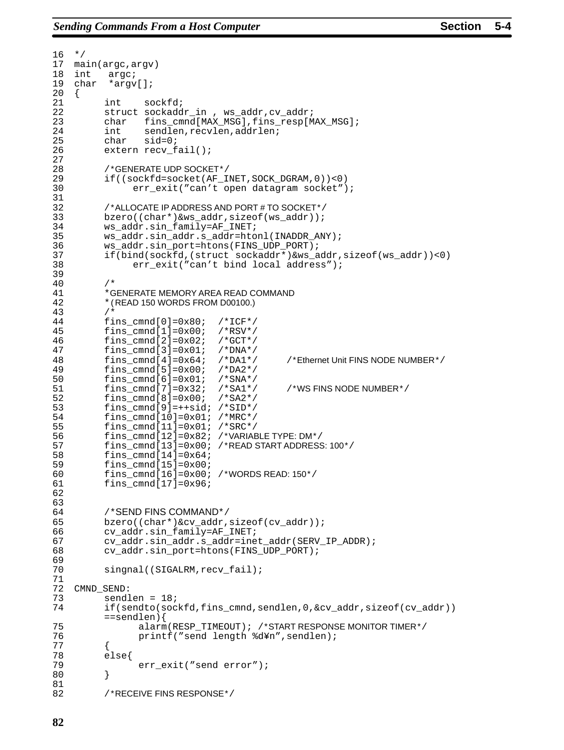```
16  */
17  main(argc,argv)
18  int   argc;
19  char  *argv[];
20  {
21       int    sockfd;
22       struct sockaddr_in , ws_addr,cv_addr;
23       char   fins_cmnd[MAX_MSG],fins_resp[MAX_MSG];
24       int    sendlen,recvlen,addrlen;
25       char   sid=0;
26       extern recv_fail();
27
28       /*GENERATE UDP SOCKET*/
29       if((sockfd=socket(AF_INET,SOCK_DGRAM,0))<0)
30            err_exit(”can’t open datagram socket”);
31
32       /*ALLOCATE IP ADDRESS AND PORT # TO SOCKET*/
33       bzero((char*)&ws_addr,sizeof(ws_addr));
34       ws_addr.sin_family=AF_INET;
35       ws_addr.sin_addr.s_addr=htonl(INADDR_ANY);
36       ws_addr.sin_port=htons(FINS_UDP_PORT);
37       if(bind(sockfd,(struct sockaddr*)&ws_addr,sizeof(ws_addr))<0)
38            err_exit(”can’t bind local address”);
39
40       /*
41       *GENERATE MEMORY AREA READ COMMAND
42       *(READ 150 WORDS FROM D00100.)
43       /*
44       fins_cmnd[0]=0x80;  /*ICF*/
45       fins_cmnd[1]=0x00;  /*RSV*/
46       fins_cmnd[2]=0x02;  /*GCT*/
47       fins_cmnd[3]=0x01;  /*DNA*/
48       fins_cmnd[4]=0x64;  /*DA1*/       /*Ethernet Unit FINS NODE NUMBER*/
49       fins_cmnd[5]=0x00;  /*DA2*/
50       fins_cmnd[6]=0x01;  /*SNA*/
51       fins_cmnd[7]=0x32;  /*SA1*/       /*WS FINS NODE NUMBER*/
52       fins_cmnd[8]=0x00;  /*SA2*/
53       fins_cmnd[9]=++sid; /*SID*/
54       fins_cmnd[10]=0x01; /*MRC*/
55       fins_cmnd[11]=0x01; /*SRC*/
56       fins_cmnd[12]=0x82; /*VARIABLE TYPE: DM*/
57       fins_cmnd[13]=0x00; /*READ START ADDRESS: 100*/
58       fins_cmnd[14]=0x64;
59       fins_cmnd[15]=0x00;
60       fins_cmnd[16]=0x00; /*WORDS READ: 150*/
61       fins_cmnd[17]=0x96;
62
63
64       /*SEND FINS COMMAND*/
65       bzero((char*)&cv_addr,sizeof(cv_addr));
66       cv_addr.sin_family=AF_INET;
67       cv_addr.sin_addr.s_addr=inet_addr(SERV_IP_ADDR);
68       cv_addr.sin_port=htons(FINS_UDP_PORT);
69
70       singnal((SIGALRM,recv_fail);
71
72  CMND_SEND:
73       sendlen = 18;
74       if(sendto(sockfd,fins_cmnd,sendlen,0,&cv_addr,sizeof(cv_addr))
         ==sendlen){
75             alarm(RESP_TIMEOUT); /*START RESPONSE MONITOR TIMER*/
76             printf(”send length %d¥n”,sendlen);
77       {
78       else{
79             err_exit(”send error”);
80       }
81
82       /*RECEIVE FINS RESPONSE*/
```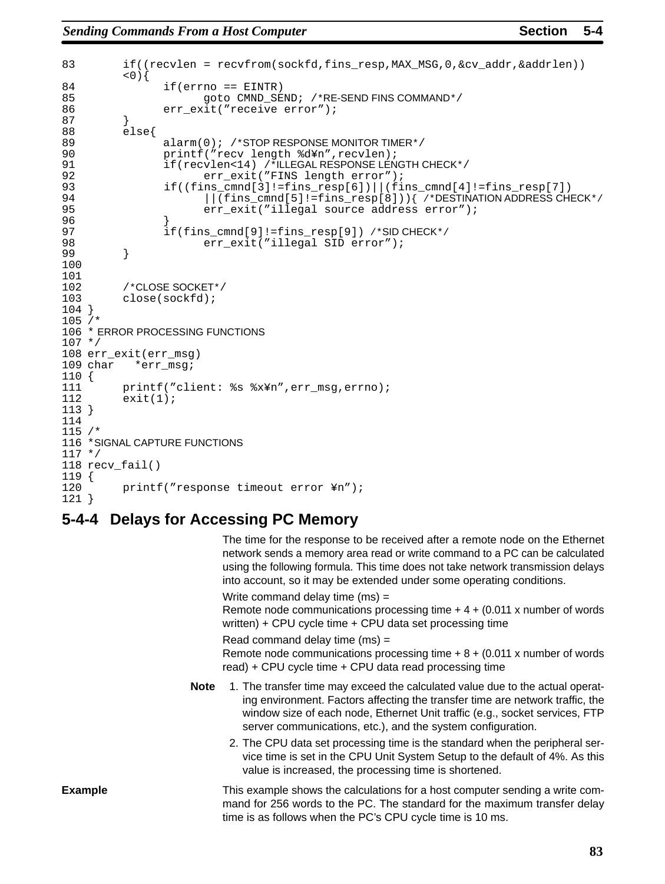```
83      if((recvlen = recvfrom(sockfd,fins_resp,MAX_MSG,0,&cv_addr,&addrlen))
        <0){
84            if(errno == EINTR)
85                  goto CMND_SEND; /*RE-SEND FINS COMMAND*/
86            err_exit("receive error");
87      }
88      else{
89            alarm(0); /*STOP RESPONSE MONITOR TIMER*/
90            printf("recv length %d¥n",recvlen);
91            if(recvlen<14) /*ILLEGAL RESPONSE LENGTH CHECK*/
92                  err_exit("FINS length error");
93            if((fins_cmnd[3]!=fins_resp[6])||(fins_cmnd[4]!=fins_resp[7])
94                  ||(fins_cmnd[5]!=fins_resp[8])){ /*DESTINATION ADDRESS CHECK*/
95                  err_exit("illegal source address error");
96            }
97            if(fins_cmnd[9]!=fins_resp[9]) /*SID CHECK*/
98                  err_exit("illegal SID error");
99      }
100
101
102     /*CLOSE SOCKET*/
103     close(sockfd);
104 }
105 /*
106 * ERROR PROCESSING FUNCTIONS
107 */
108 err_exit(err_msg)
109 char   *err_msg;
110 {
111     printf("client: %s %x¥n",err_msg,errno);
112     exit(1);
113 }
114
115 /*
116 *SIGNAL CAPTURE FUNCTIONS
117 */
118 recv_fail()
119 {
120     printf("response timeout error ¥n");
121 }
```

## 5-4-4 Delays for Accessing PC Memory

The time for the response to be received after a remote node on the Ethernet network sends a memory area read or write command to a PC can be calculated using the following formula. This time does not take network transmission delays into account, so it may be extended under some operating conditions.

Write command delay time (ms) =
Remote node communications processing time + 4 + (0.011 x number of words written) + CPU cycle time + CPU data set processing time

Read command delay time (ms) =
Remote node communications processing time + 8 + (0.011 x number of words read) + CPU cycle time + CPU data read processing time

**Note**
1. The transfer time may exceed the calculated value due to the actual operating environment. Factors affecting the transfer time are network traffic, the window size of each node, Ethernet Unit traffic (e.g., socket services, FTP server communications, etc.), and the system configuration.
2. The CPU data set processing time is the standard when the peripheral service time is set in the CPU Unit System Setup to the default of 4%. As this value is increased, the processing time is shortened.

**Example**

This example shows the calculations for a host computer sending a write command for 256 words to the PC. The standard for the maximum transfer delay time is as follows when the PC's CPU cycle time is 10 ms.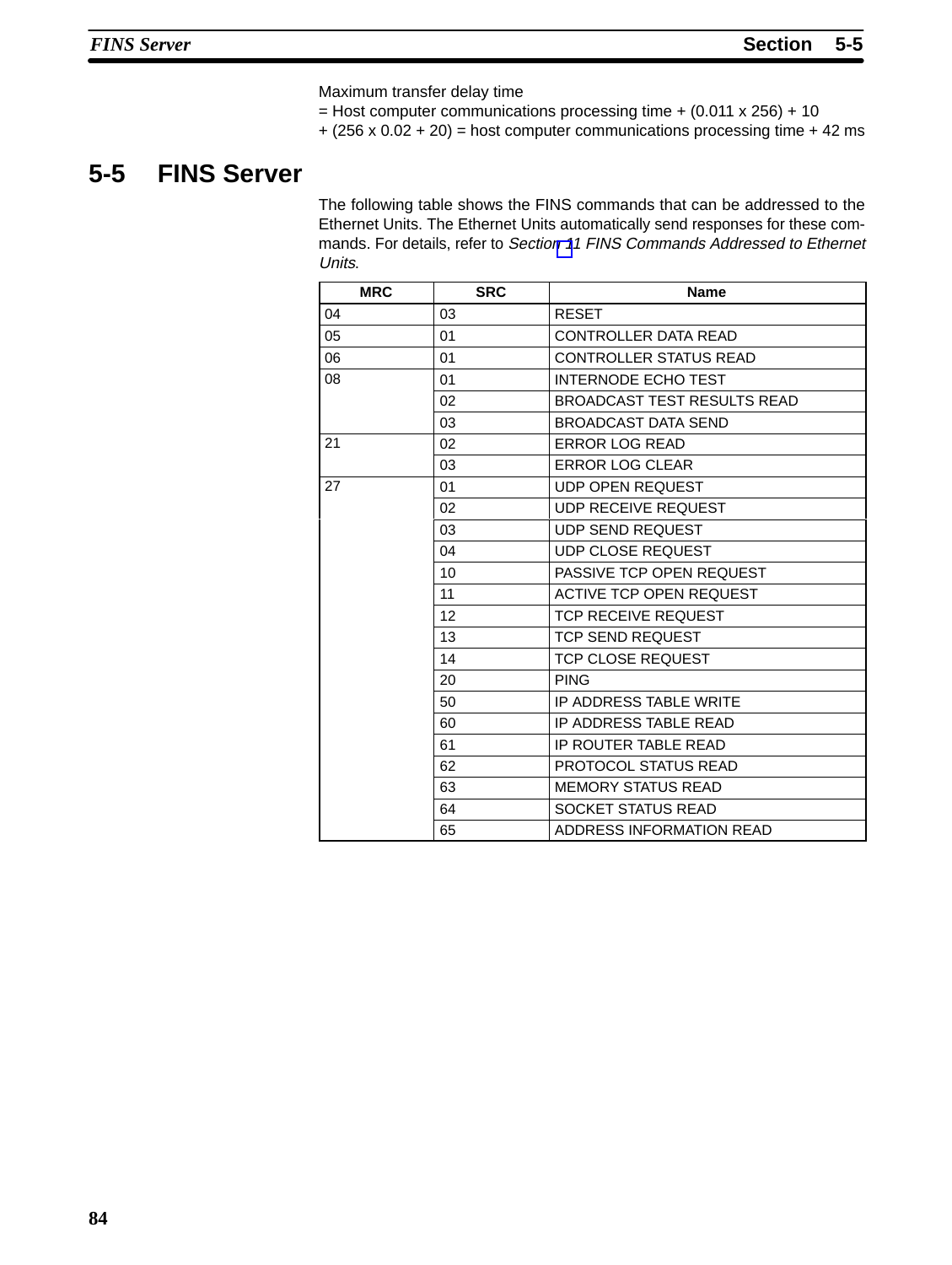Maximum transfer delay time
= Host computer communications processing time + (0.011 x 256) + 10
+ (256 x 0.02 + 20) = host computer communications processing time + 42 ms

## 5-5 FINS Server

The following table shows the FINS commands that can be addressed to the Ethernet Units. The Ethernet Units automatically send responses for these commands. For details, refer to *Section 11 FINS Commands Addressed to Ethernet Units*.

| MRC | SRC | Name |
|---|---|---|
| 04 | 03 | RESET |
| 05 | 01 | CONTROLLER DATA READ |
| 06 | 01 | CONTROLLER STATUS READ |
| 08 | 01 | INTERNODE ECHO TEST |
| | 02 | BROADCAST TEST RESULTS READ |
| | 03 | BROADCAST DATA SEND |
| 21 | 02 | ERROR LOG READ |
| | 03 | ERROR LOG CLEAR |
| 27 | 01 | UDP OPEN REQUEST |
| | 02 | UDP RECEIVE REQUEST |
| | 03 | UDP SEND REQUEST |
| | 04 | UDP CLOSE REQUEST |
| | 10 | PASSIVE TCP OPEN REQUEST |
| | 11 | ACTIVE TCP OPEN REQUEST |
| | 12 | TCP RECEIVE REQUEST |
| | 13 | TCP SEND REQUEST |
| | 14 | TCP CLOSE REQUEST |
| | 20 | PING |
| | 50 | IP ADDRESS TABLE WRITE |
| | 60 | IP ADDRESS TABLE READ |
| | 61 | IP ROUTER TABLE READ |
| | 62 | PROTOCOL STATUS READ |
| | 63 | MEMORY STATUS READ |
| | 64 | SOCKET STATUS READ |
| | 65 | ADDRESS INFORMATION READ |